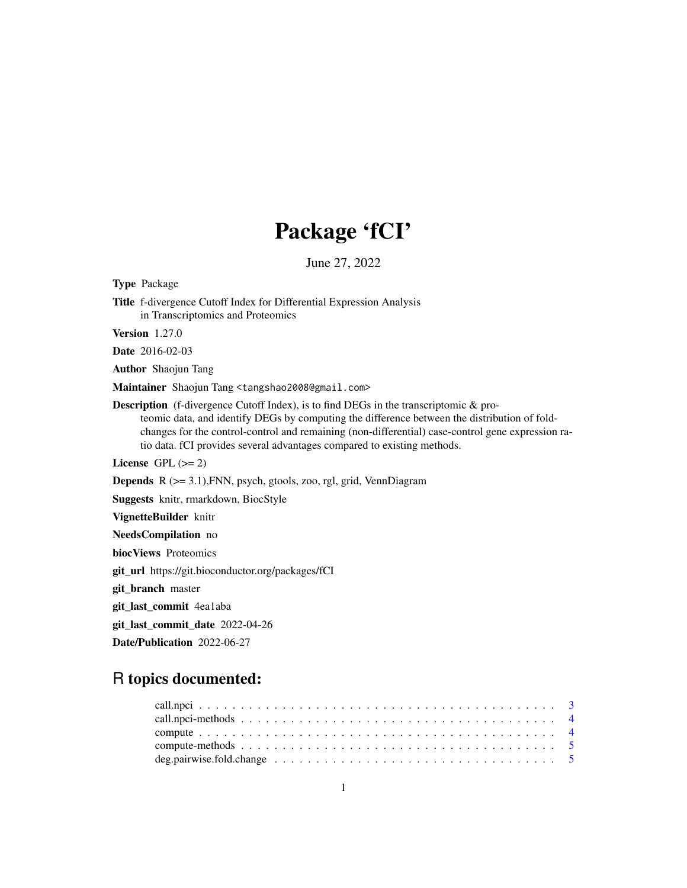# Package 'fCI'

June 27, 2022

**Type** Package

**Title** f-divergence Cutoff Index for Differential Expression Analysis in Transcriptomics and Proteomics

**Version** 1.27.0

**Date** 2016-02-03

**Author** Shaojun Tang

**Maintainer** Shaojun Tang <tangshao2008@gmail.com>

**Description** (f-divergence Cutoff Index), is to find DEGs in the transcriptomic & proteomic data, and identify DEGs by computing the difference between the distribution of fold-changes for the control-control and remaining (non-differential) case-control gene expression ratio data. fCI provides several advantages compared to existing methods.

**License** GPL (>= 2)

**Depends** R (>= 3.1),FNN, psych, gtools, zoo, rgl, grid, VennDiagram

**Suggests** knitr, rmarkdown, BiocStyle

**VignetteBuilder** knitr

**NeedsCompilation** no

**biocViews** Proteomics

**git_url** https://git.bioconductor.org/packages/fCI

**git_branch** master

**git_last_commit** 4ea1aba

**git_last_commit_date** 2022-04-26

**Date/Publication** 2022-06-27

## R topics documented:

- call.npci . . . . . . . . . . . . . . . . . . . . . . . . . . . . . . . . . . . . . . . . . . 3
- call.npci-methods . . . . . . . . . . . . . . . . . . . . . . . . . . . . . . . . . . . . . 4
- compute . . . . . . . . . . . . . . . . . . . . . . . . . . . . . . . . . . . . . . . . . . . 4
- compute-methods . . . . . . . . . . . . . . . . . . . . . . . . . . . . . . . . . . . . . . 5
- deg.pairwise.fold.change . . . . . . . . . . . . . . . . . . . . . . . . . . . . . . . . . . 5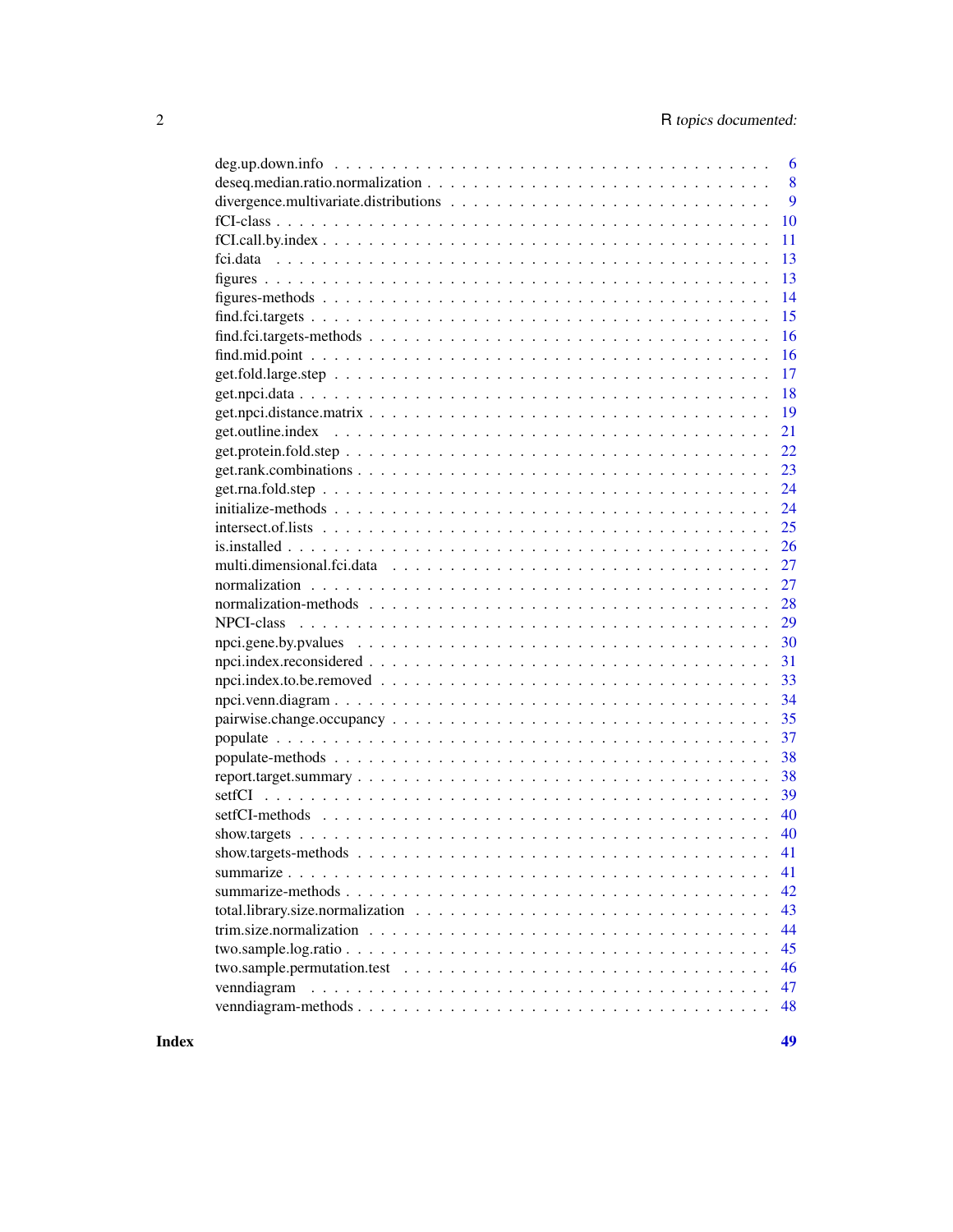| | |
|---|---|
| deg.up.down.info | 6 |
| deseq.median.ratio.normalization | 8 |
| divergence.multivariate.distributions | 9 |
| fCI-class | 10 |
| fCI.call.by.index | 11 |
| fci.data | 13 |
| figures | 13 |
| figures-methods | 14 |
| find.fci.targets | 15 |
| find.fci.targets-methods | 16 |
| find.mid.point | 16 |
| get.fold.large.step | 17 |
| get.npci.data | 18 |
| get.npci.distance.matrix | 19 |
| get.outline.index | 21 |
| get.protein.fold.step | 22 |
| get.rank.combinations | 23 |
| get.rna.fold.step | 24 |
| initialize-methods | 24 |
| intersect.of.lists | 25 |
| is.installed | 26 |
| multi.dimensional.fci.data | 27 |
| normalization | 27 |
| normalization-methods | 28 |
| NPCI-class | 29 |
| npci.gene.by.pvalues | 30 |
| npci.index.reconsidered | 31 |
| npci.index.to.be.removed | 33 |
| npci.venn.diagram | 34 |
| pairwise.change.occupancy | 35 |
| populate | 37 |
| populate-methods | 38 |
| report.target.summary | 38 |
| setfCI | 39 |
| setfCI-methods | 40 |
| show.targets | 40 |
| show.targets-methods | 41 |
| summarize | 41 |
| summarize-methods | 42 |
| total.library.size.normalization | 43 |
| trim.size.normalization | 44 |
| two.sample.log.ratio | 45 |
| two.sample.permutation.test | 46 |
| venndiagram | 47 |
| venndiagram-methods | 48 |

**Index** **49**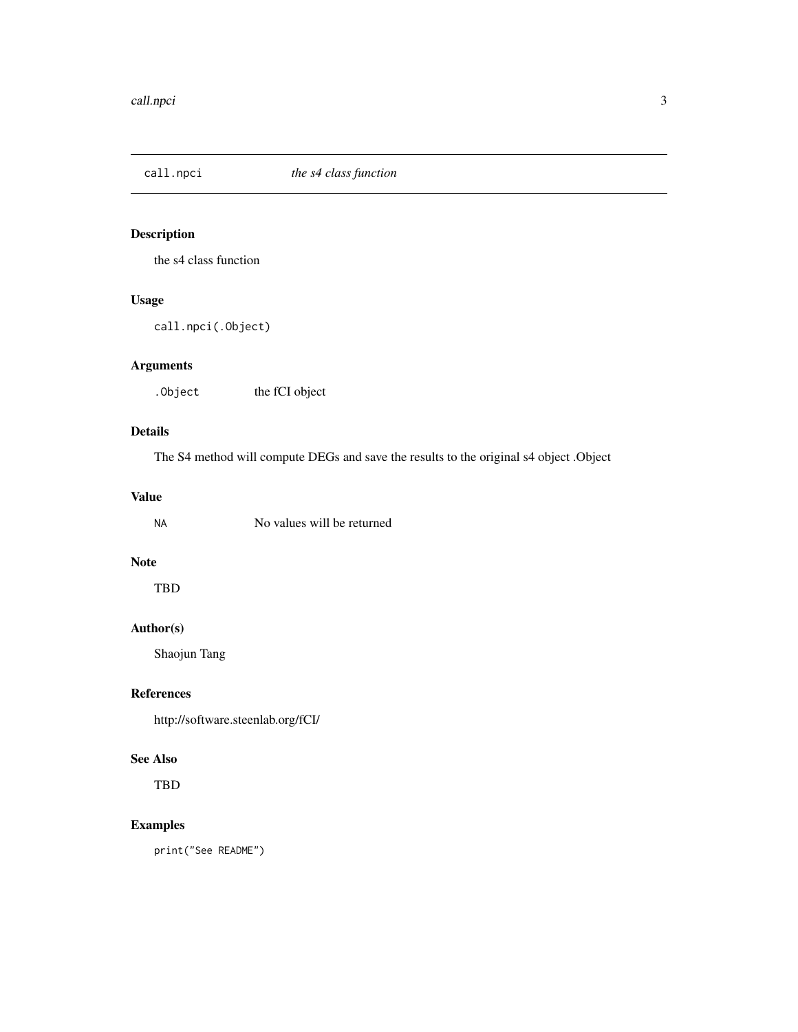## call.npci *the s4 class function*

### Description

the s4 class function

### Usage

```
call.npci(.Object)
```

### Arguments

| | |
|---|---|
| .Object | the fCI object |

### Details

The S4 method will compute DEGs and save the results to the original s4 object .Object

### Value

| | |
|---|---|
| NA | No values will be returned |

### Note

TBD

### Author(s)

Shaojun Tang

### References

http://software.steenlab.org/fCI/

### See Also

TBD

### Examples

```
print("See README")
```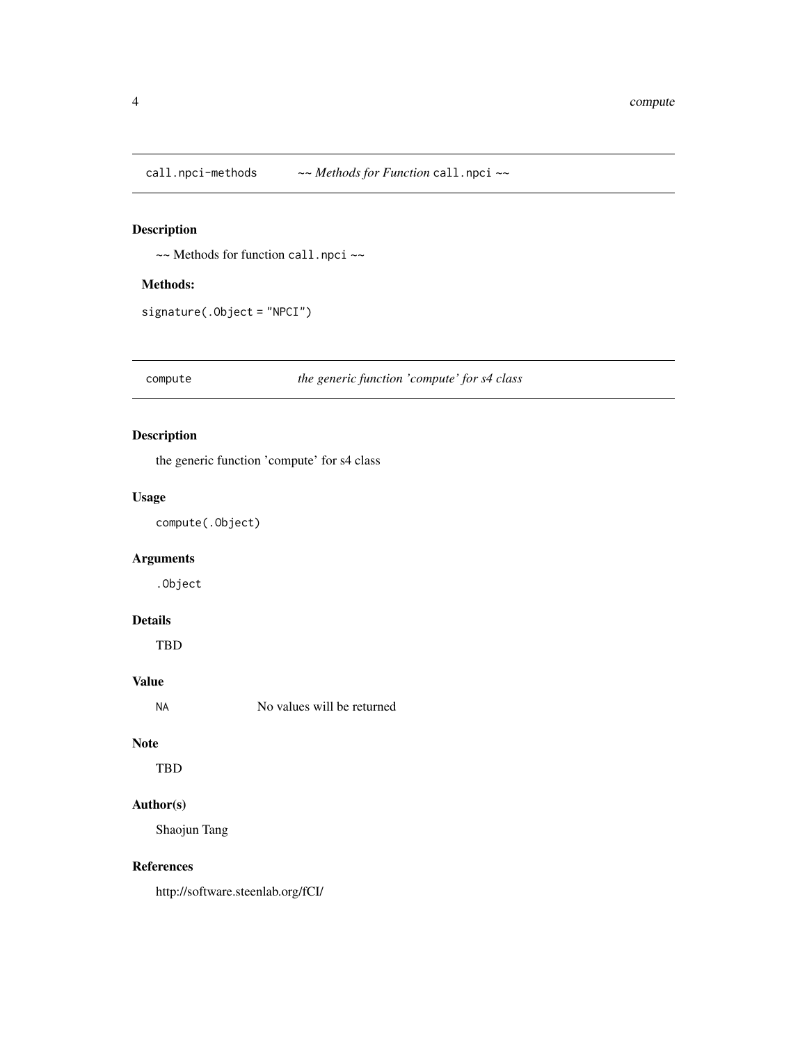## call.npci-methods ~~ *Methods for Function* `call.npci` ~~

### Description

~~ Methods for function `call.npci` ~~

#### Methods:

`signature(.Object = "NPCI")`

## compute *the generic function 'compute' for s4 class*

### Description

the generic function 'compute' for s4 class

### Usage

```
compute(.Object)
```

### Arguments

`.Object`

### Details

TBD

### Value

| | |
|---|---|
| `NA` | No values will be returned |

### Note

TBD

### Author(s)

Shaojun Tang

### References

http://software.steenlab.org/fCI/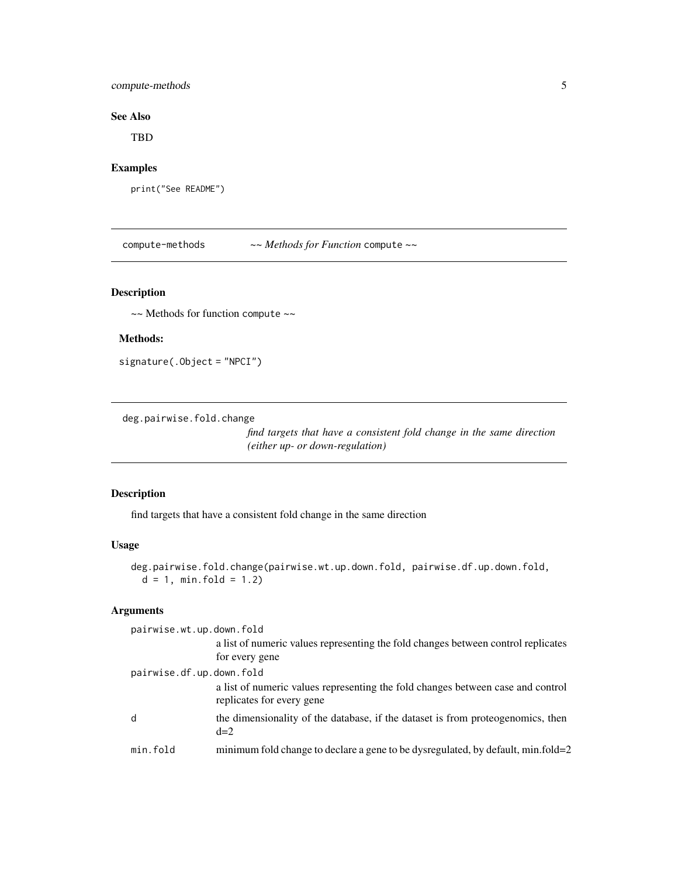### See Also

TBD

### Examples

```
print("See README")
```

---

## compute-methods — *~~ Methods for Function* `compute` *~~*

### Description

~~ Methods for function `compute` ~~

#### Methods:

```
signature(.Object = "NPCI")
```

---

## deg.pairwise.fold.change — *find targets that have a consistent fold change in the same direction (either up- or down-regulation)*

### Description

find targets that have a consistent fold change in the same direction

### Usage

```
deg.pairwise.fold.change(pairwise.wt.up.down.fold, pairwise.df.up.down.fold,
  d = 1, min.fold = 1.2)
```

### Arguments

| Argument | Description |
| --- | --- |
| `pairwise.wt.up.down.fold` | a list of numeric values representing the fold changes between control replicates for every gene |
| `pairwise.df.up.down.fold` | a list of numeric values representing the fold changes between case and control replicates for every gene |
| `d` | the dimensionality of the database, if the dataset is from proteogenomics, then d=2 |
| `min.fold` | minimum fold change to declare a gene to be dysregulated, by default, min.fold=2 |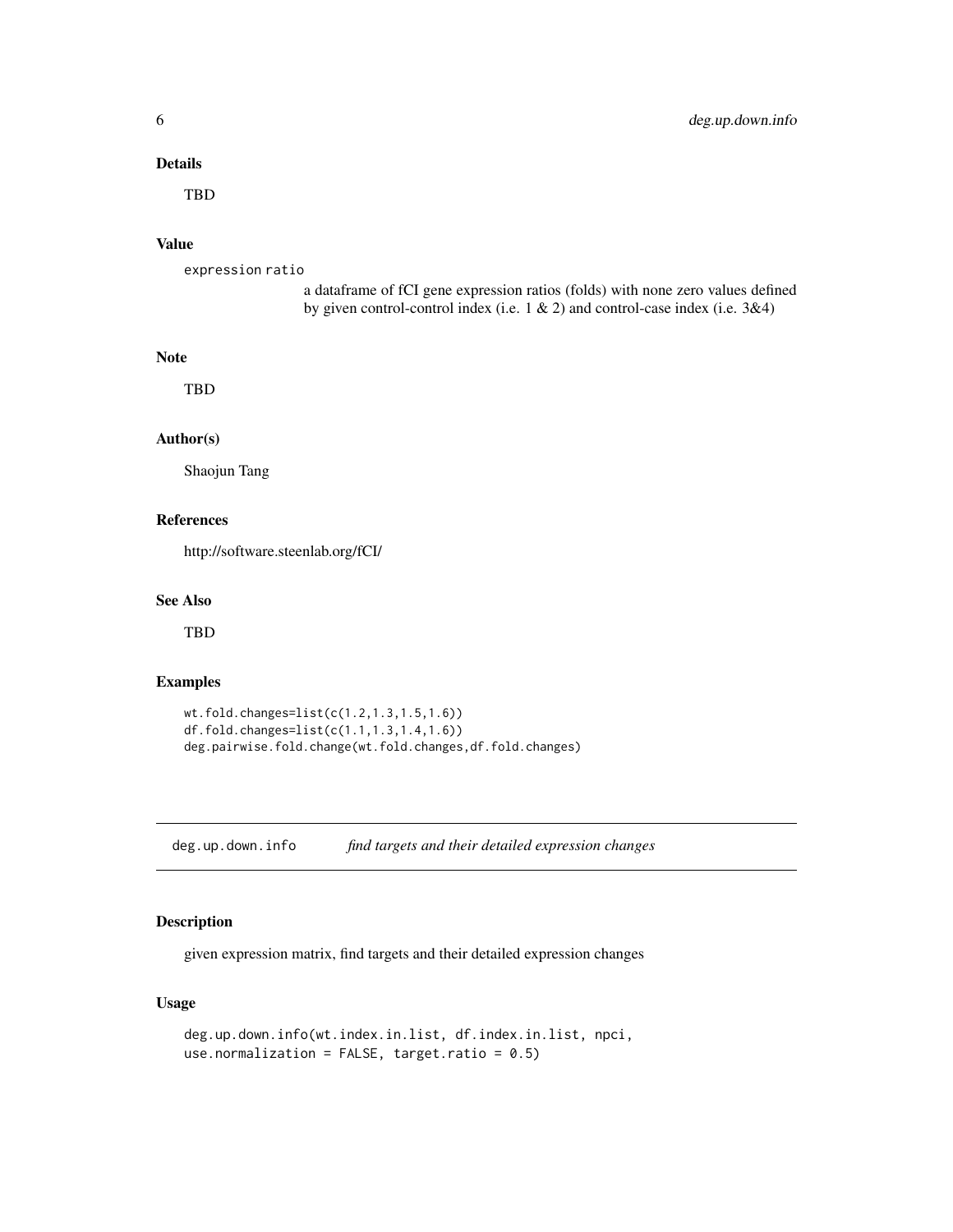### Details

TBD

### Value

expression ratio
: a dataframe of fCI gene expression ratios (folds) with none zero values defined by given control-control index (i.e. 1 & 2) and control-case index (i.e. 3&4)

### Note

TBD

### Author(s)

Shaojun Tang

### References

http://software.steenlab.org/fCI/

### See Also

TBD

### Examples

```
wt.fold.changes=list(c(1.2,1.3,1.5,1.6))
df.fold.changes=list(c(1.1,1.3,1.4,1.6))
deg.pairwise.fold.change(wt.fold.changes,df.fold.changes)
```

---

## deg.up.down.info &nbsp;&nbsp;&nbsp; *find targets and their detailed expression changes*

---

### Description

given expression matrix, find targets and their detailed expression changes

### Usage

```
deg.up.down.info(wt.index.in.list, df.index.in.list, npci,
use.normalization = FALSE, target.ratio = 0.5)
```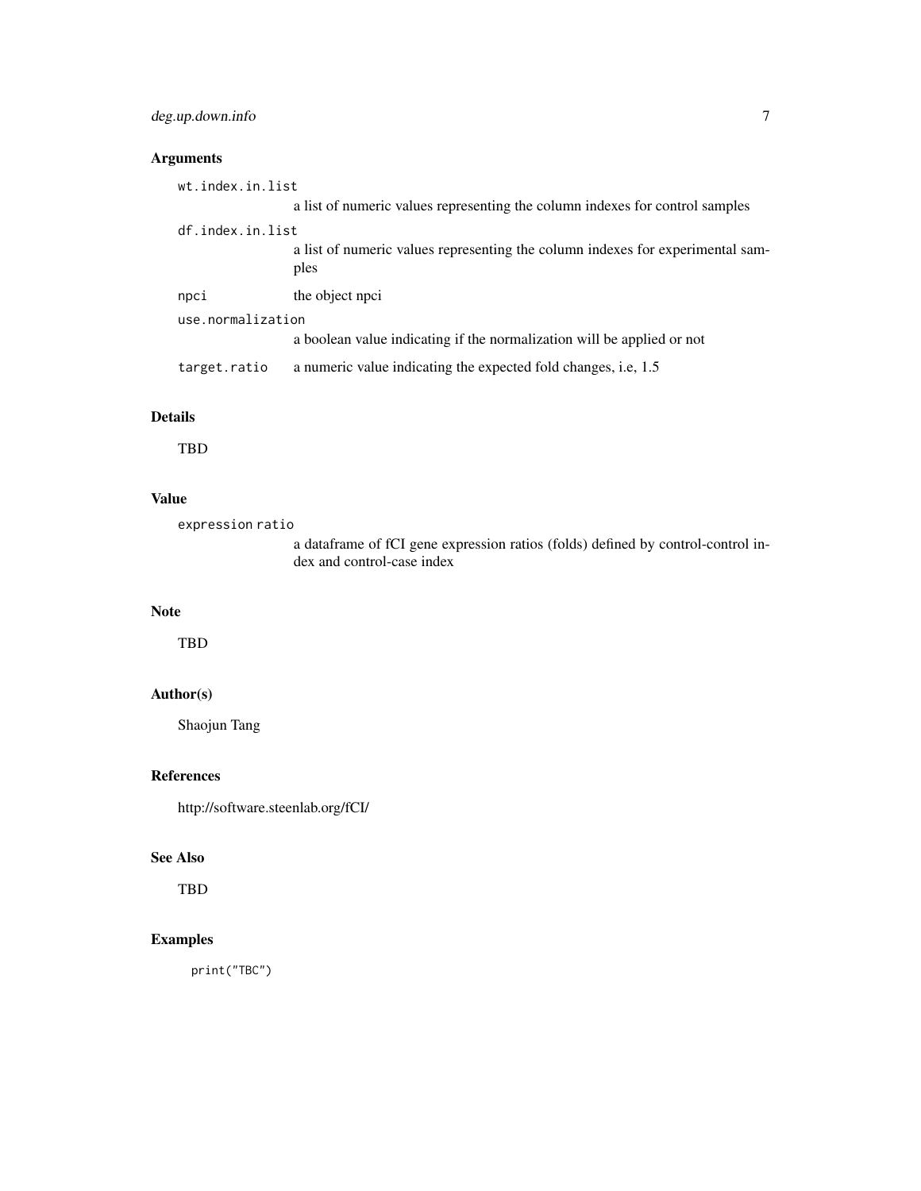## Arguments

**wt.index.in.list**
a list of numeric values representing the column indexes for control samples

**df.index.in.list**
a list of numeric values representing the column indexes for experimental samples

**npci**
the object npci

**use.normalization**
a boolean value indicating if the normalization will be applied or not

**target.ratio**
a numeric value indicating the expected fold changes, i.e, 1.5

## Details

TBD

## Value

**expression ratio**
a dataframe of fCI gene expression ratios (folds) defined by control-control index and control-case index

## Note

TBD

## Author(s)

Shaojun Tang

## References

http://software.steenlab.org/fCI/

## See Also

TBD

## Examples

```
print("TBC")
```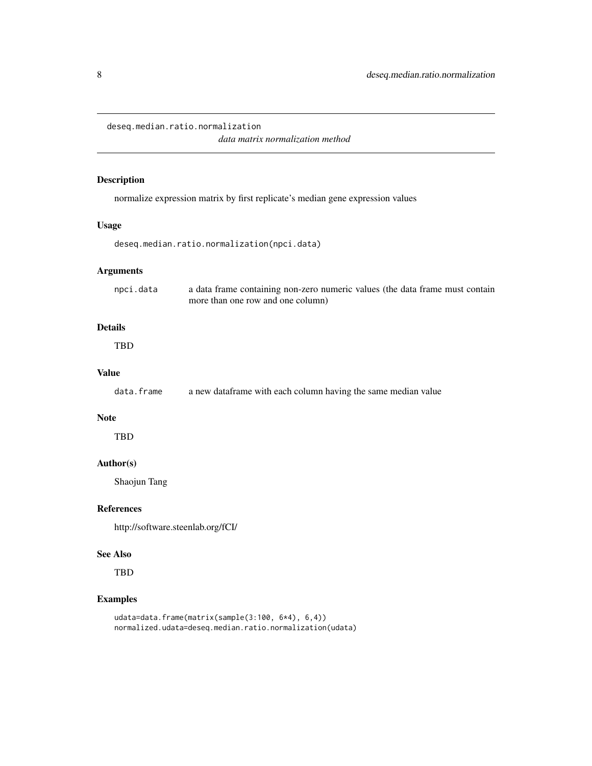## deseq.median.ratio.normalization

*data matrix normalization method*

### Description

normalize expression matrix by first replicate's median gene expression values

### Usage

```
deseq.median.ratio.normalization(npci.data)
```

### Arguments

| | |
|---|---|
| `npci.data` | a data frame containing non-zero numeric values (the data frame must contain more than one row and one column) |

### Details

TBD

### Value

| | |
|---|---|
| `data.frame` | a new dataframe with each column having the same median value |

### Note

TBD

### Author(s)

Shaojun Tang

### References

http://software.steenlab.org/fCI/

### See Also

TBD

### Examples

```
udata=data.frame(matrix(sample(3:100, 6*4), 6,4))
normalized.udata=deseq.median.ratio.normalization(udata)
```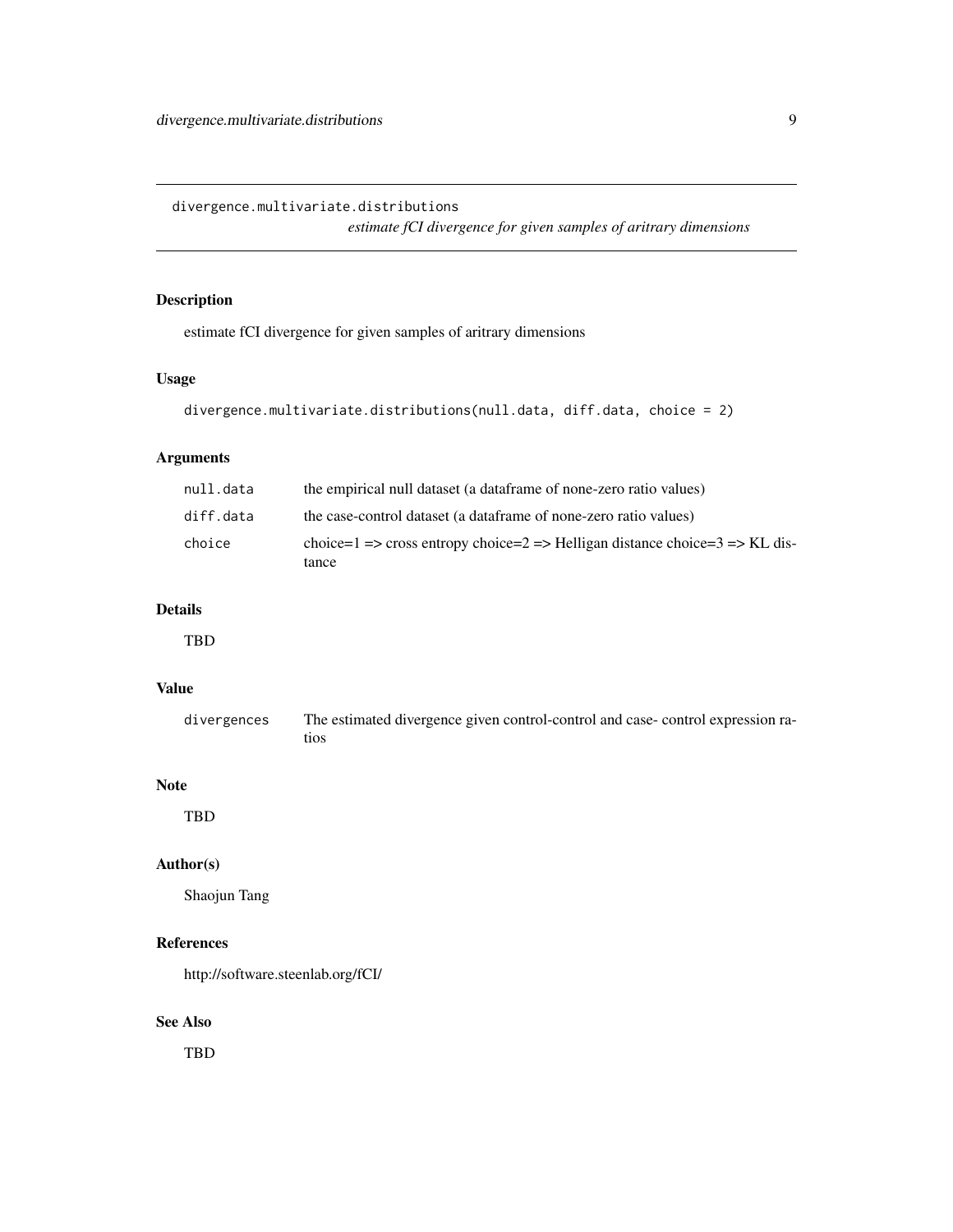## divergence.multivariate.distributions

*estimate fCI divergence for given samples of aritrary dimensions*

### Description

estimate fCI divergence for given samples of aritrary dimensions

### Usage

```
divergence.multivariate.distributions(null.data, diff.data, choice = 2)
```

### Arguments

| | |
|---|---|
| null.data | the empirical null dataset (a dataframe of none-zero ratio values) |
| diff.data | the case-control dataset (a dataframe of none-zero ratio values) |
| choice | choice=1 => cross entropy choice=2 => Helligan distance choice=3 => KL distance |

### Details

TBD

### Value

| | |
|---|---|
| divergences | The estimated divergence given control-control and case- control expression ratios |

### Note

TBD

### Author(s)

Shaojun Tang

### References

http://software.steenlab.org/fCI/

### See Also

TBD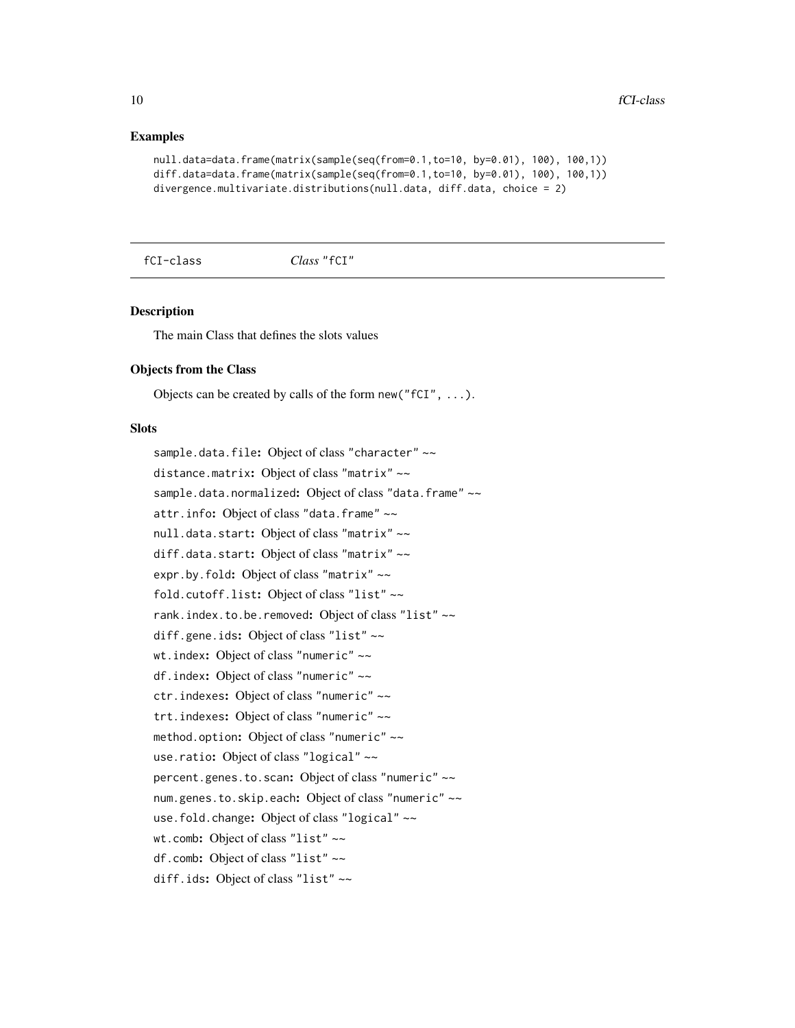## Examples

```
null.data=data.frame(matrix(sample(seq(from=0.1,to=10, by=0.01), 100), 100,1))
diff.data=data.frame(matrix(sample(seq(from=0.1,to=10, by=0.01), 100), 100,1))
divergence.multivariate.distributions(null.data, diff.data, choice = 2)
```

---

# fCI-class *Class* "fCI"

## Description

The main Class that defines the slots values

## Objects from the Class

Objects can be created by calls of the form `new("fCI", ...)`.

## Slots

`sample.data.file`: Object of class "character" ~~

`distance.matrix`: Object of class "matrix" ~~

`sample.data.normalized`: Object of class "data.frame" ~~

`attr.info`: Object of class "data.frame" ~~

`null.data.start`: Object of class "matrix" ~~

`diff.data.start`: Object of class "matrix" ~~

`expr.by.fold`: Object of class "matrix" ~~

`fold.cutoff.list`: Object of class "list" ~~

`rank.index.to.be.removed`: Object of class "list" ~~

`diff.gene.ids`: Object of class "list" ~~

`wt.index`: Object of class "numeric" ~~

`df.index`: Object of class "numeric" ~~

`ctr.indexes`: Object of class "numeric" ~~

`trt.indexes`: Object of class "numeric" ~~

`method.option`: Object of class "numeric" ~~

`use.ratio`: Object of class "logical" ~~

`percent.genes.to.scan`: Object of class "numeric" ~~

`num.genes.to.skip.each`: Object of class "numeric" ~~

`use.fold.change`: Object of class "logical" ~~

`wt.comb`: Object of class "list" ~~

`df.comb`: Object of class "list" ~~

`diff.ids`: Object of class "list" ~~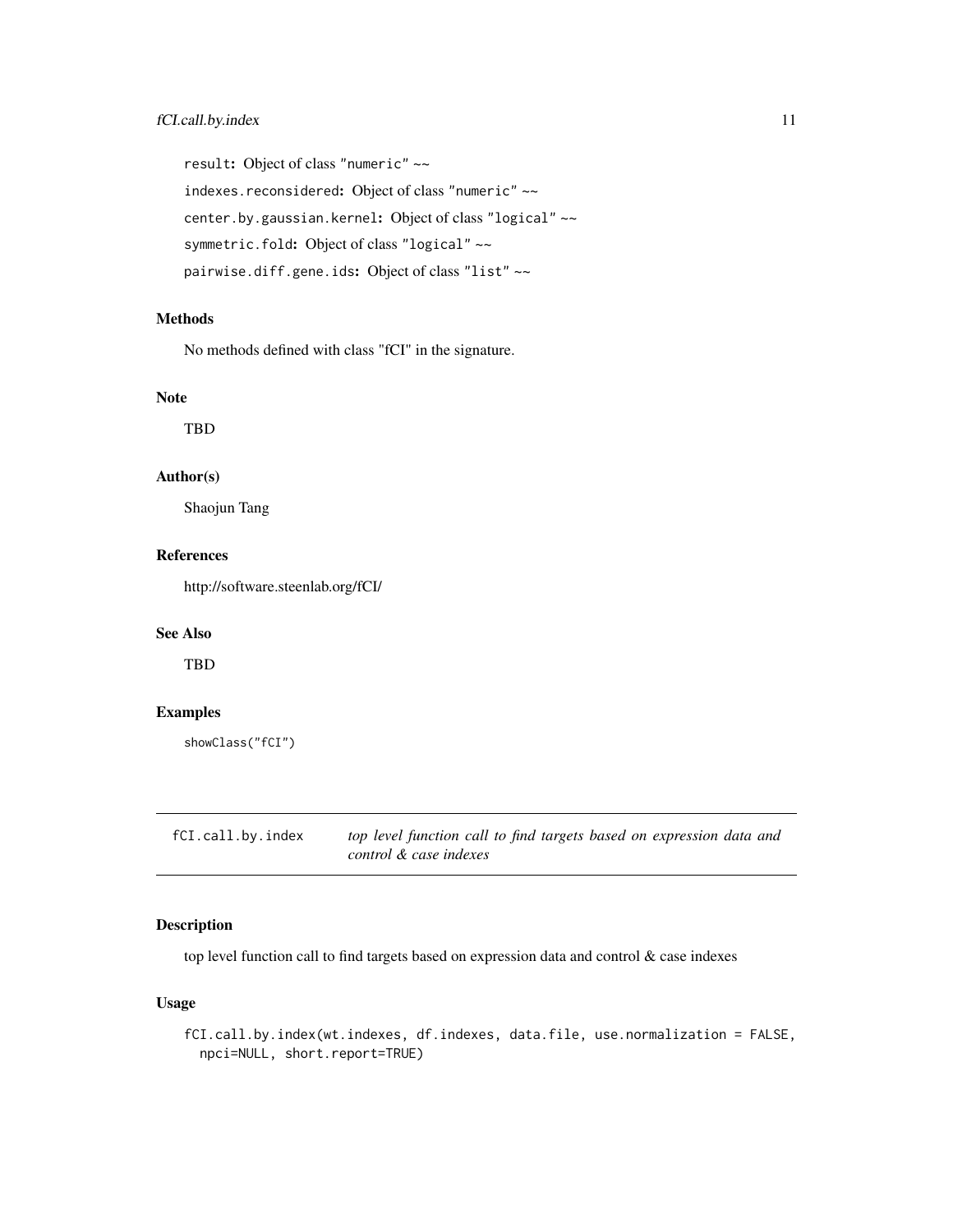`result`: Object of class "numeric" ~~

`indexes.reconsidered`: Object of class "numeric" ~~

`center.by.gaussian.kernel`: Object of class "logical" ~~

`symmetric.fold`: Object of class "logical" ~~

`pairwise.diff.gene.ids`: Object of class "list" ~~

### Methods

No methods defined with class "fCI" in the signature.

### Note

TBD

### Author(s)

Shaojun Tang

### References

http://software.steenlab.org/fCI/

### See Also

TBD

### Examples

```
showClass("fCI")
```

---

## fCI.call.by.index — *top level function call to find targets based on expression data and control & case indexes*

---

### Description

top level function call to find targets based on expression data and control & case indexes

### Usage

```
fCI.call.by.index(wt.indexes, df.indexes, data.file, use.normalization = FALSE,
  npci=NULL, short.report=TRUE)
```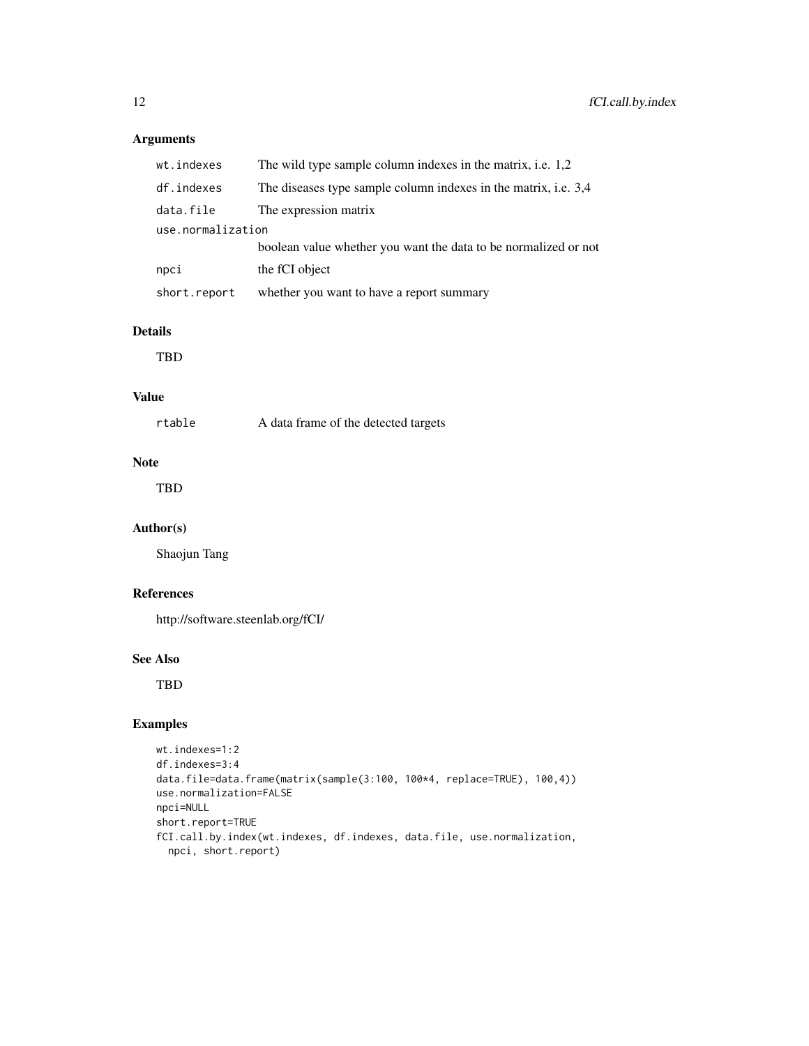## Arguments

| | |
|---|---|
| wt.indexes | The wild type sample column indexes in the matrix, i.e. 1,2 |
| df.indexes | The diseases type sample column indexes in the matrix, i.e. 3,4 |
| data.file | The expression matrix |
| use.normalization | boolean value whether you want the data to be normalized or not |
| npci | the fCI object |
| short.report | whether you want to have a report summary |

## Details

TBD

## Value

| | |
|---|---|
| rtable | A data frame of the detected targets |

## Note

TBD

## Author(s)

Shaojun Tang

## References

http://software.steenlab.org/fCI/

## See Also

TBD

## Examples

```
wt.indexes=1:2
df.indexes=3:4
data.file=data.frame(matrix(sample(3:100, 100*4, replace=TRUE), 100,4))
use.normalization=FALSE
npci=NULL
short.report=TRUE
fCI.call.by.index(wt.indexes, df.indexes, data.file, use.normalization,
  npci, short.report)
```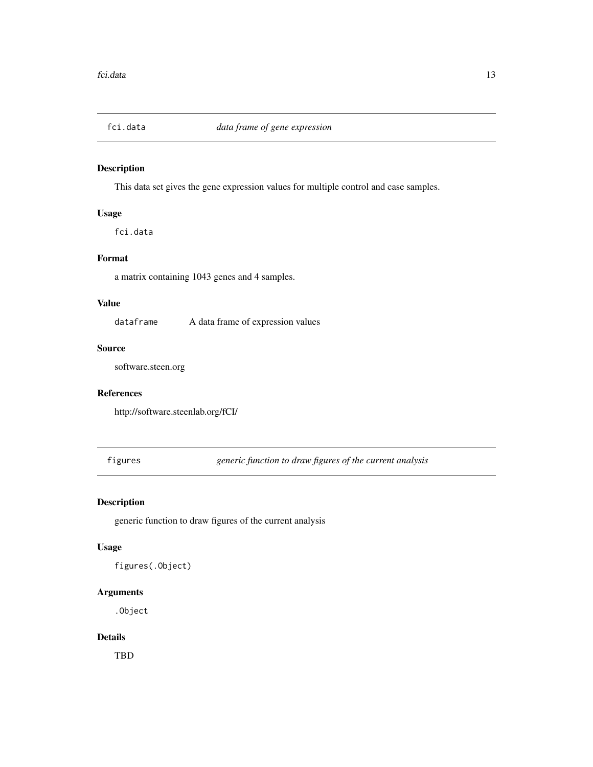## fci.data — *data frame of gene expression*

### Description

This data set gives the gene expression values for multiple control and case samples.

### Usage

```
fci.data
```

### Format

a matrix containing 1043 genes and 4 samples.

### Value

`dataframe` A data frame of expression values

### Source

software.steen.org

### References

http://software.steenlab.org/fCI/

## figures — *generic function to draw figures of the current analysis*

### Description

generic function to draw figures of the current analysis

### Usage

```
figures(.Object)
```

### Arguments

`.Object`

### Details

TBD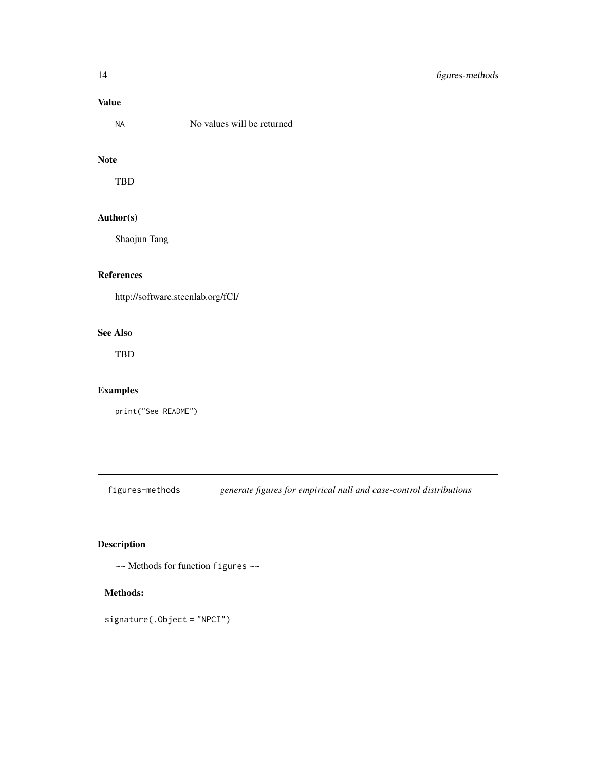### Value

| | |
|---|---|
| NA | No values will be returned |

### Note

TBD

### Author(s)

Shaojun Tang

### References

http://software.steenlab.org/fCI/

### See Also

TBD

### Examples

```
print("See README")
```

---

## figures-methods *generate figures for empirical null and case-control distributions*

---

### Description

~~ Methods for function `figures` ~~

#### Methods:

```
signature(.Object = "NPCI")
```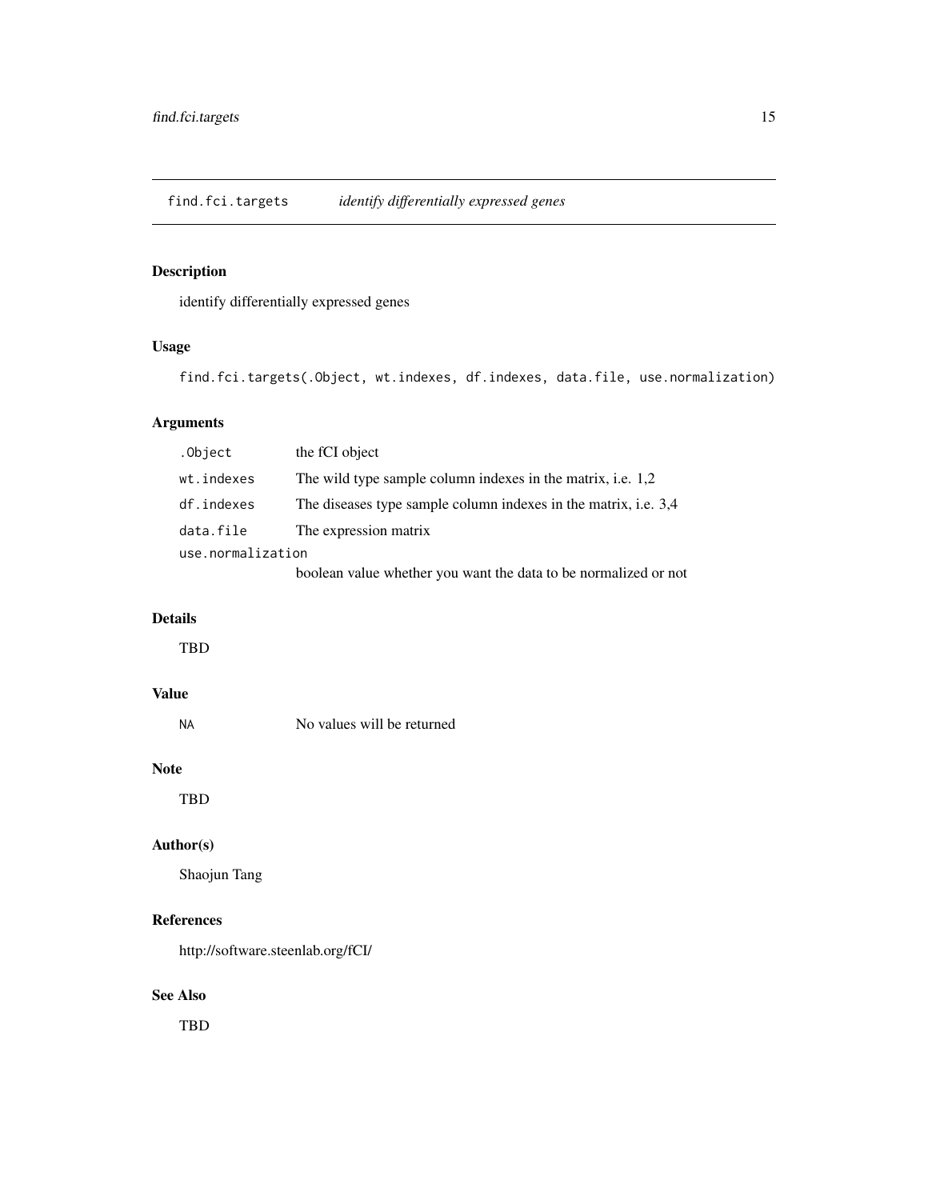find.fci.targets *identify differentially expressed genes*

## Description

identify differentially expressed genes

## Usage

```
find.fci.targets(.Object, wt.indexes, df.indexes, data.file, use.normalization)
```

## Arguments

| | |
|---|---|
| `.Object` | the fCI object |
| `wt.indexes` | The wild type sample column indexes in the matrix, i.e. 1,2 |
| `df.indexes` | The diseases type sample column indexes in the matrix, i.e. 3,4 |
| `data.file` | The expression matrix |
| `use.normalization` | boolean value whether you want the data to be normalized or not |

## Details

TBD

## Value

| | |
|---|---|
| `NA` | No values will be returned |

## Note

TBD

## Author(s)

Shaojun Tang

## References

http://software.steenlab.org/fCI/

## See Also

TBD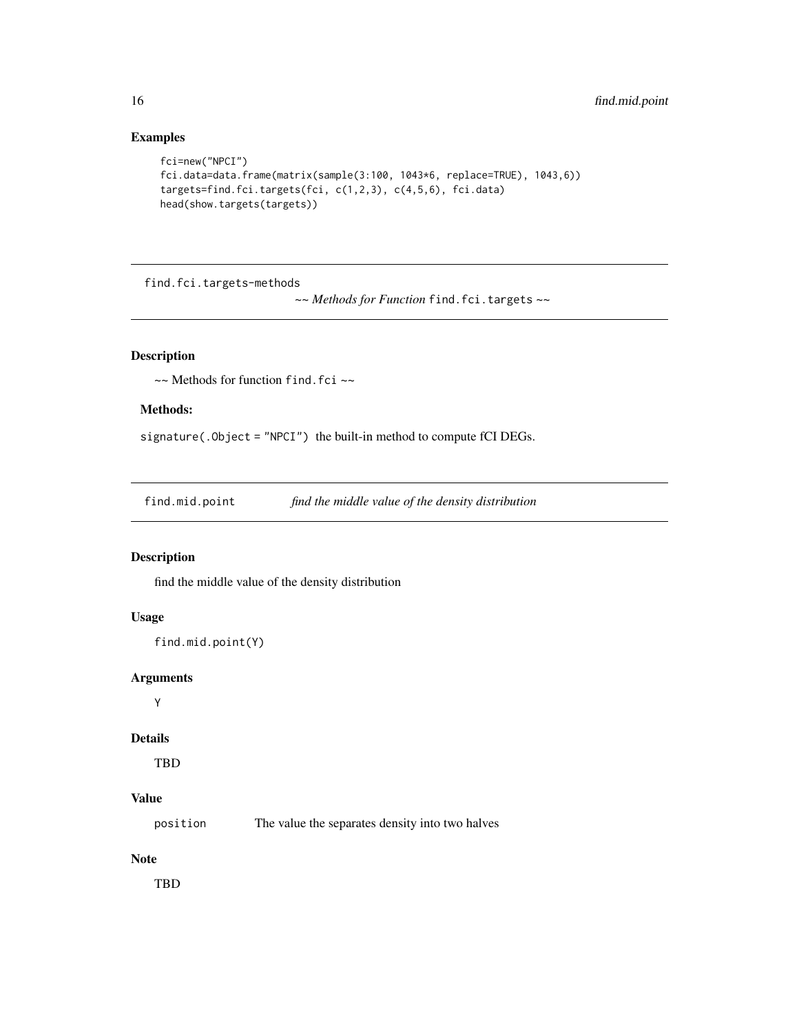## Examples

```
fci=new("NPCI")
fci.data=data.frame(matrix(sample(3:100, 1043*6, replace=TRUE), 1043,6))
targets=find.fci.targets(fci, c(1,2,3), c(4,5,6), fci.data)
head(show.targets(targets))
```

---

# find.fci.targets-methods *~~ Methods for Function* `find.fci.targets` *~~*

## Description

~~ Methods for function `find.fci` ~~

### Methods:

`signature(.Object = "NPCI")` the built-in method to compute fCI DEGs.

---

# find.mid.point *find the middle value of the density distribution*

## Description

find the middle value of the density distribution

## Usage

```
find.mid.point(Y)
```

## Arguments

`Y`

## Details

TBD

## Value

`position` The value the separates density into two halves

## Note

TBD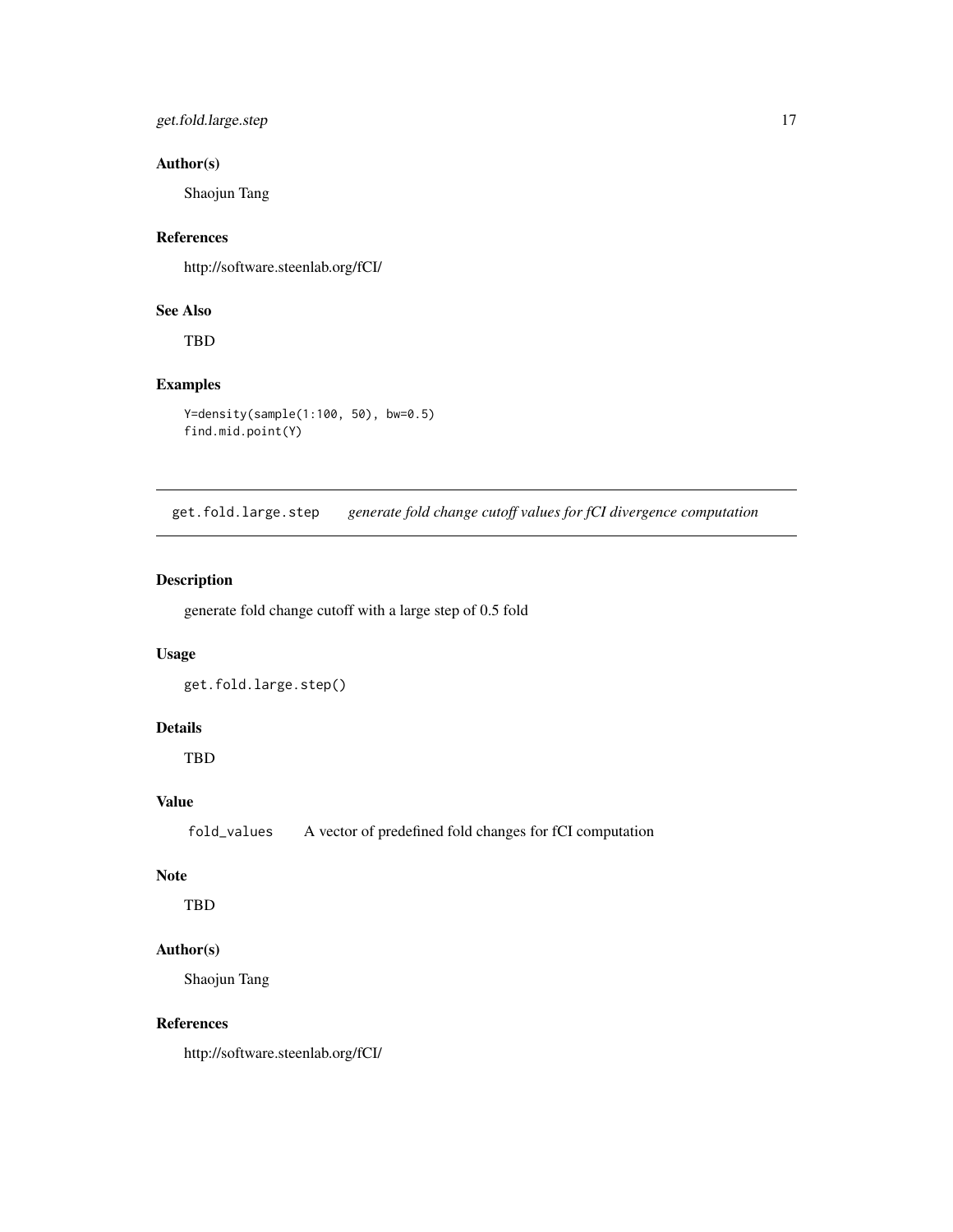### Author(s)

Shaojun Tang

### References

http://software.steenlab.org/fCI/

### See Also

TBD

### Examples

```
Y=density(sample(1:100, 50), bw=0.5)
find.mid.point(Y)
```

---

## get.fold.large.step *generate fold change cutoff values for fCI divergence computation*

---

### Description

generate fold change cutoff with a large step of 0.5 fold

### Usage

```
get.fold.large.step()
```

### Details

TBD

### Value

| | |
|---|---|
| fold_values | A vector of predefined fold changes for fCI computation |

### Note

TBD

### Author(s)

Shaojun Tang

### References

http://software.steenlab.org/fCI/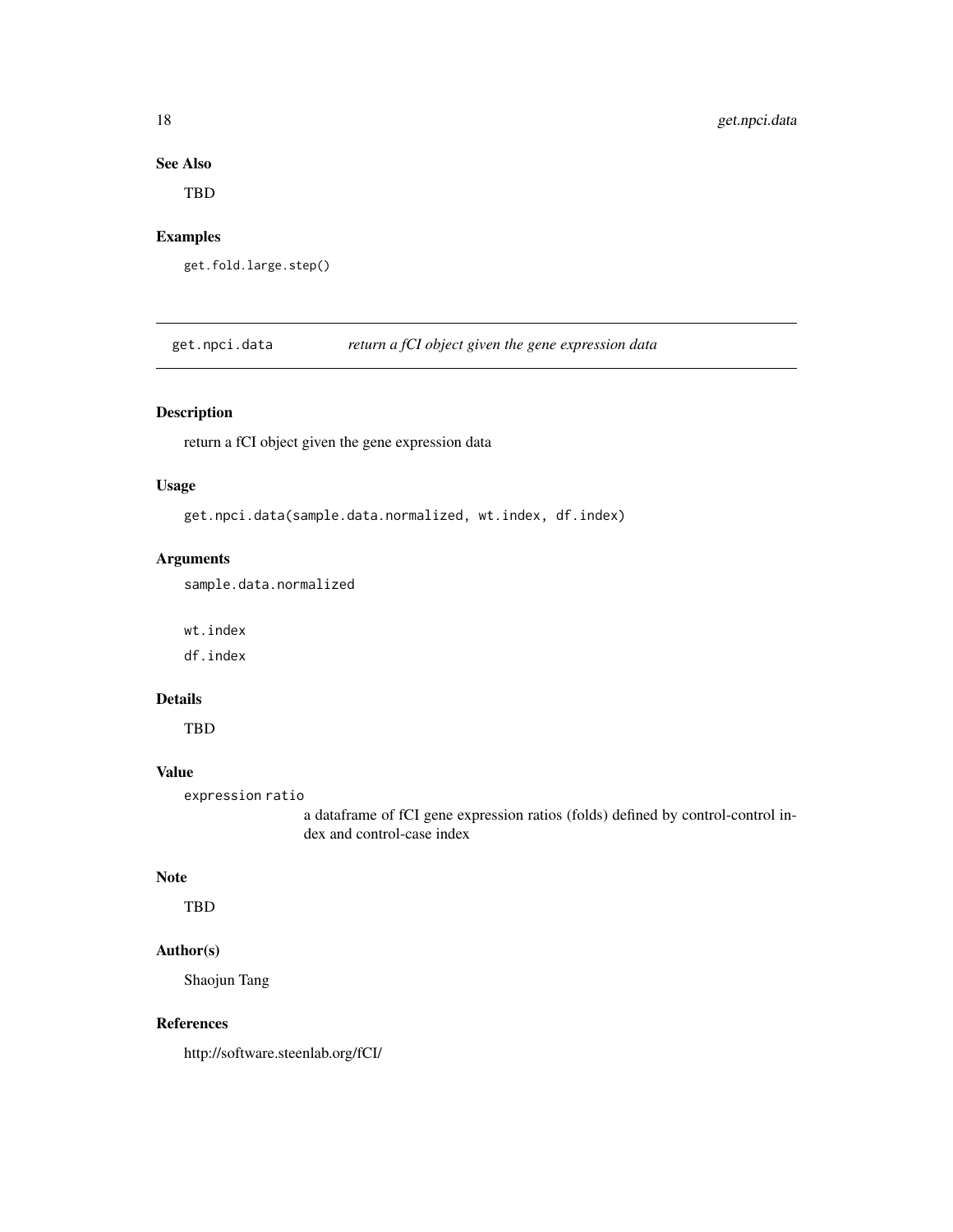## See Also

TBD

## Examples

```
get.fold.large.step()
```

---

# get.npci.data — *return a fCI object given the gene expression data*

---

## Description

return a fCI object given the gene expression data

## Usage

```
get.npci.data(sample.data.normalized, wt.index, df.index)
```

## Arguments

`sample.data.normalized`

`wt.index`

`df.index`

## Details

TBD

## Value

`expression ratio`
: a dataframe of fCI gene expression ratios (folds) defined by control-control index and control-case index

## Note

TBD

## Author(s)

Shaojun Tang

## References

http://software.steenlab.org/fCI/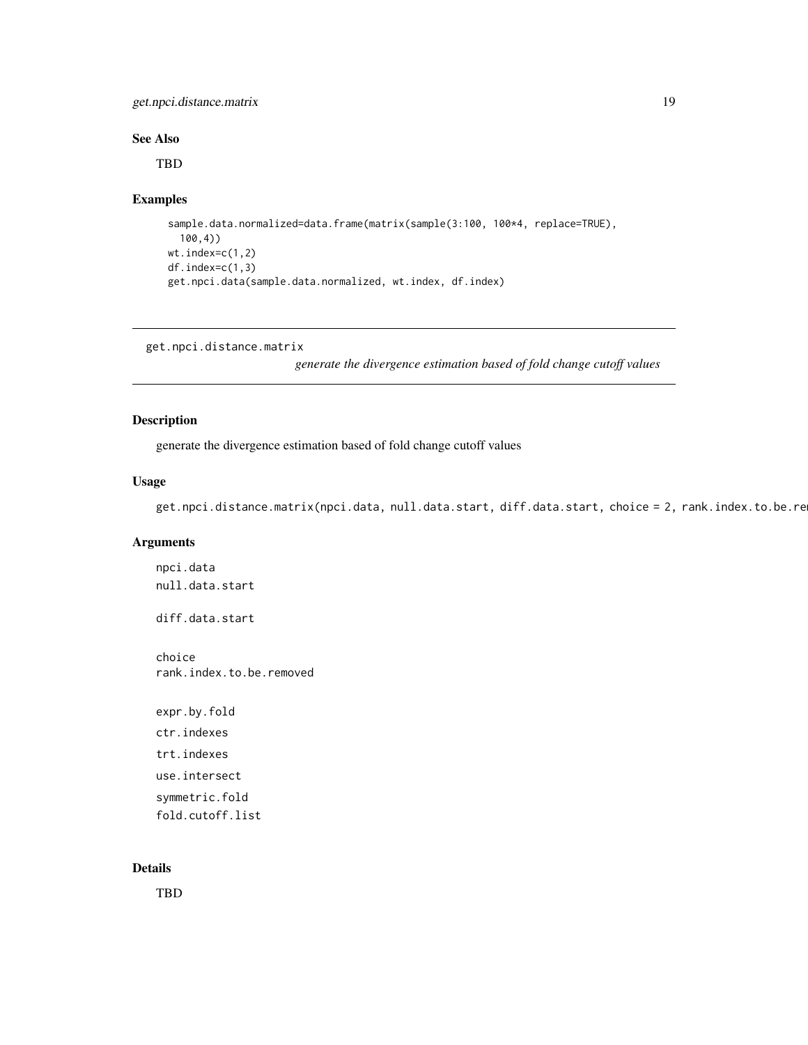### See Also

TBD

### Examples

```
sample.data.normalized=data.frame(matrix(sample(3:100, 100*4, replace=TRUE),
  100,4))
wt.index=c(1,2)
df.index=c(1,3)
get.npci.data(sample.data.normalized, wt.index, df.index)
```

---

## get.npci.distance.matrix

*generate the divergence estimation based of fold change cutoff values*

---

### Description

generate the divergence estimation based of fold change cutoff values

### Usage

```
get.npci.distance.matrix(npci.data, null.data.start, diff.data.start, choice = 2, rank.index.to.be.re
```

### Arguments

```
npci.data
null.data.start

diff.data.start

choice
rank.index.to.be.removed

expr.by.fold
ctr.indexes
trt.indexes
use.intersect
symmetric.fold
fold.cutoff.list
```

### Details

TBD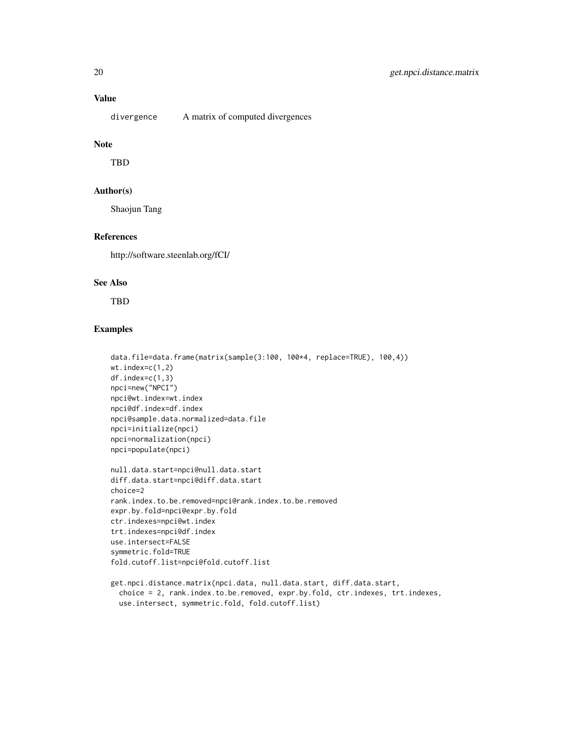### Value

divergence    A matrix of computed divergences

### Note

TBD

### Author(s)

Shaojun Tang

### References

http://software.steenlab.org/fCI/

### See Also

TBD

### Examples

```
data.file=data.frame(matrix(sample(3:100, 100*4, replace=TRUE), 100,4))
wt.index=c(1,2)
df.index=c(1,3)
npci=new("NPCI")
npci@wt.index=wt.index
npci@df.index=df.index
npci@sample.data.normalized=data.file
npci=initialize(npci)
npci=normalization(npci)
npci=populate(npci)

null.data.start=npci@null.data.start
diff.data.start=npci@diff.data.start
choice=2
rank.index.to.be.removed=npci@rank.index.to.be.removed
expr.by.fold=npci@expr.by.fold
ctr.indexes=npci@wt.index
trt.indexes=npci@df.index
use.intersect=FALSE
symmetric.fold=TRUE
fold.cutoff.list=npci@fold.cutoff.list

get.npci.distance.matrix(npci.data, null.data.start, diff.data.start,
  choice = 2, rank.index.to.be.removed, expr.by.fold, ctr.indexes, trt.indexes,
  use.intersect, symmetric.fold, fold.cutoff.list)
```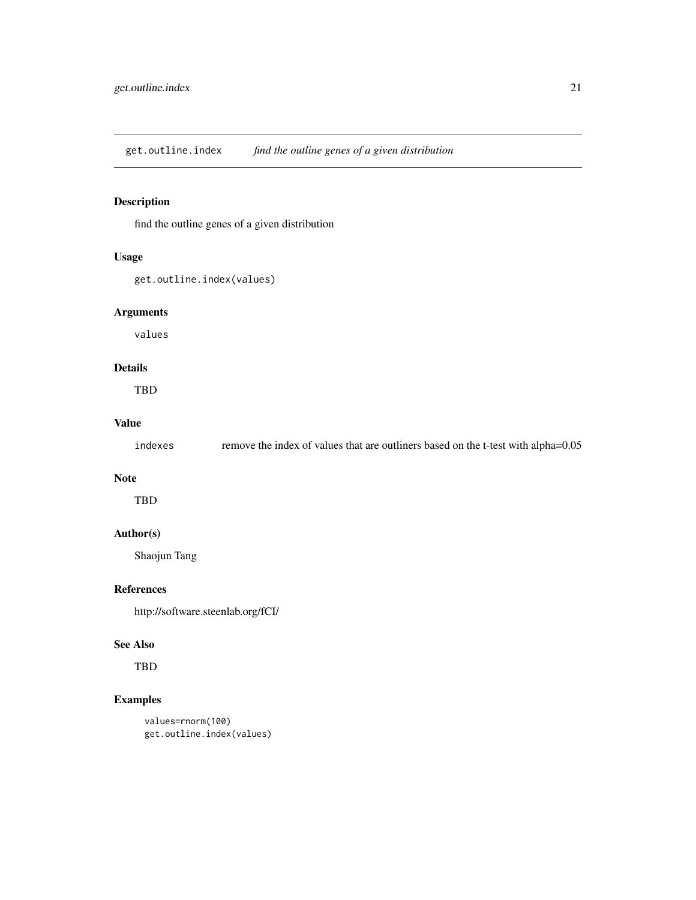# get.outline.index    *find the outline genes of a given distribution*

## Description

find the outline genes of a given distribution

## Usage

```
get.outline.index(values)
```

## Arguments

values

## Details

TBD

## Value

| | |
|---|---|
| indexes | remove the index of values that are outliners based on the t-test with alpha=0.05 |

## Note

TBD

## Author(s)

Shaojun Tang

## References

http://software.steenlab.org/fCI/

## See Also

TBD

## Examples

```
values=rnorm(100)
get.outline.index(values)
```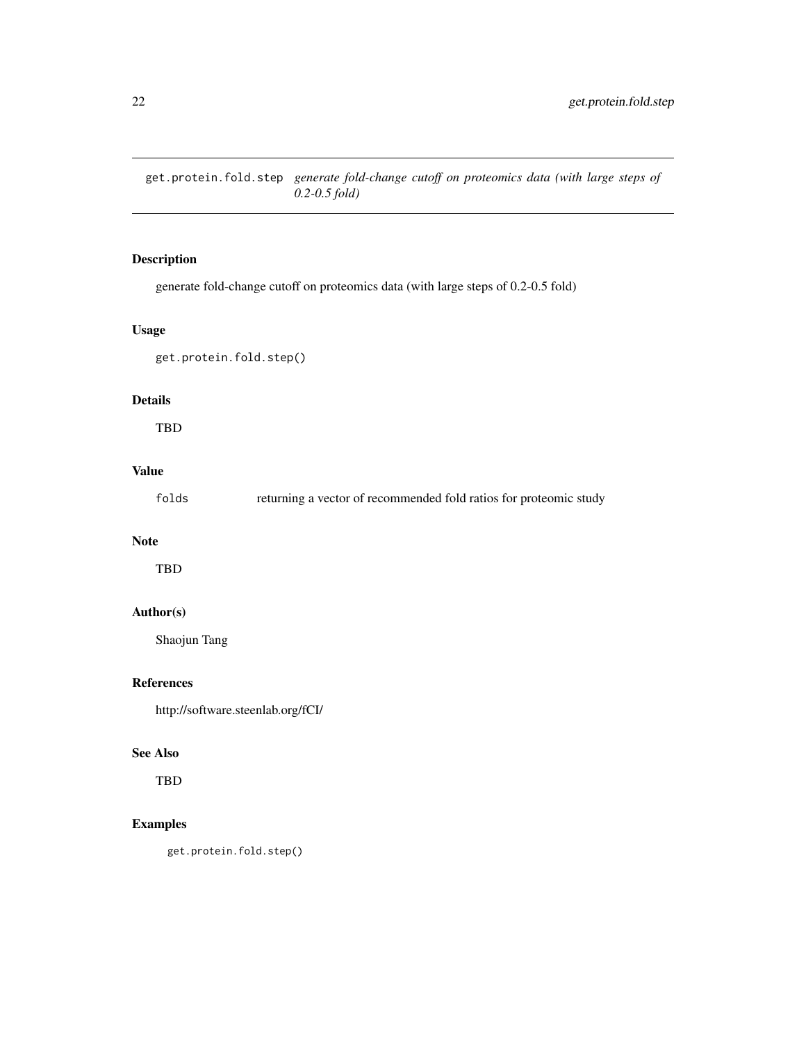# get.protein.fold.step *generate fold-change cutoff on proteomics data (with large steps of 0.2-0.5 fold)*

## Description

generate fold-change cutoff on proteomics data (with large steps of 0.2-0.5 fold)

## Usage

```
get.protein.fold.step()
```

## Details

TBD

## Value

`folds` returning a vector of recommended fold ratios for proteomic study

## Note

TBD

## Author(s)

Shaojun Tang

## References

http://software.steenlab.org/fCI/

## See Also

TBD

## Examples

```
get.protein.fold.step()
```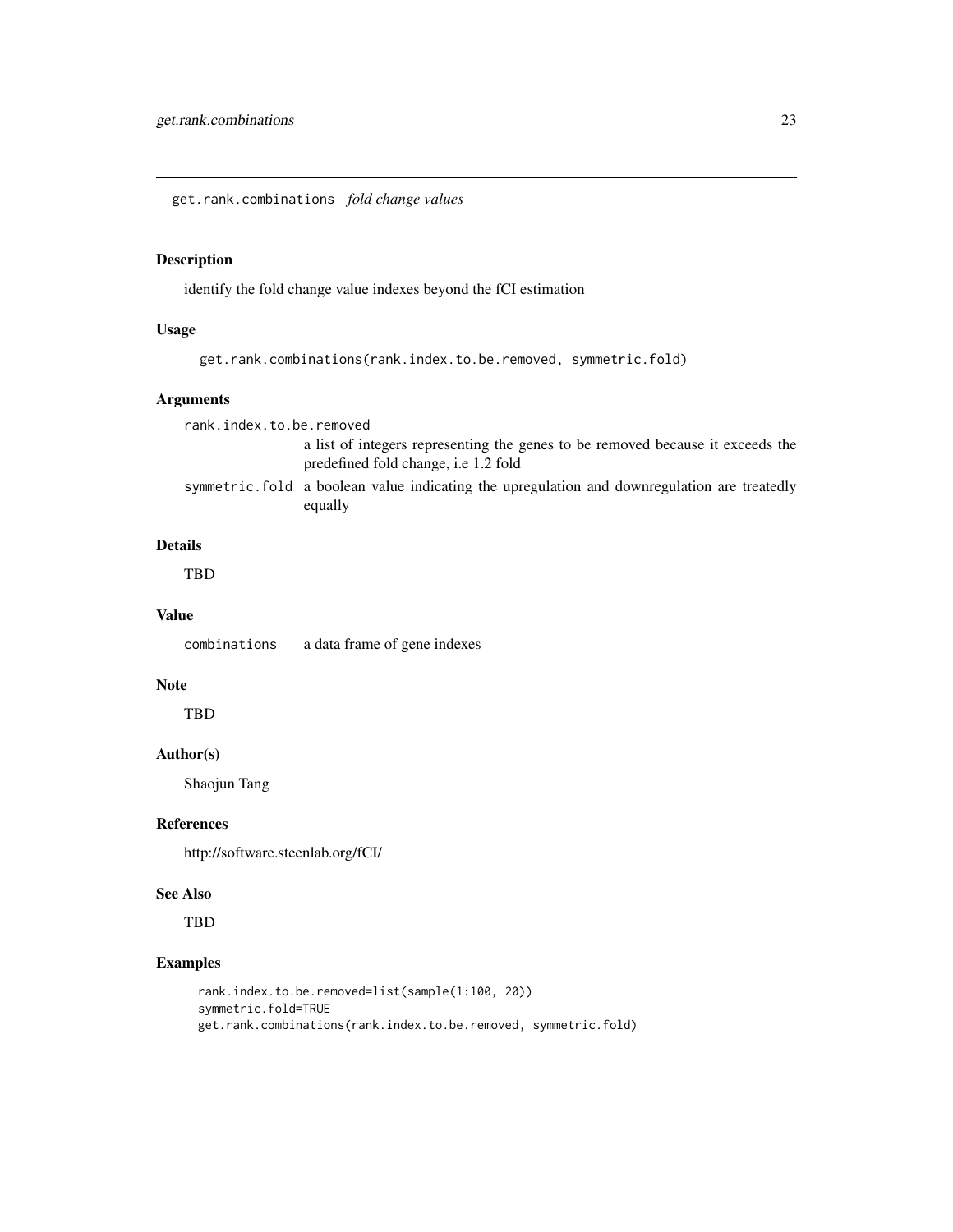## get.rank.combinations *fold change values*

### Description

identify the fold change value indexes beyond the fCI estimation

### Usage

```
get.rank.combinations(rank.index.to.be.removed, symmetric.fold)
```

### Arguments

| | |
|---|---|
| rank.index.to.be.removed | a list of integers representing the genes to be removed because it exceeds the predefined fold change, i.e 1.2 fold |
| symmetric.fold | a boolean value indicating the upregulation and downregulation are treatedly equally |

### Details

TBD

### Value

| | |
|---|---|
| combinations | a data frame of gene indexes |

### Note

TBD

### Author(s)

Shaojun Tang

### References

http://software.steenlab.org/fCI/

### See Also

TBD

### Examples

```
rank.index.to.be.removed=list(sample(1:100, 20))
symmetric.fold=TRUE
get.rank.combinations(rank.index.to.be.removed, symmetric.fold)
```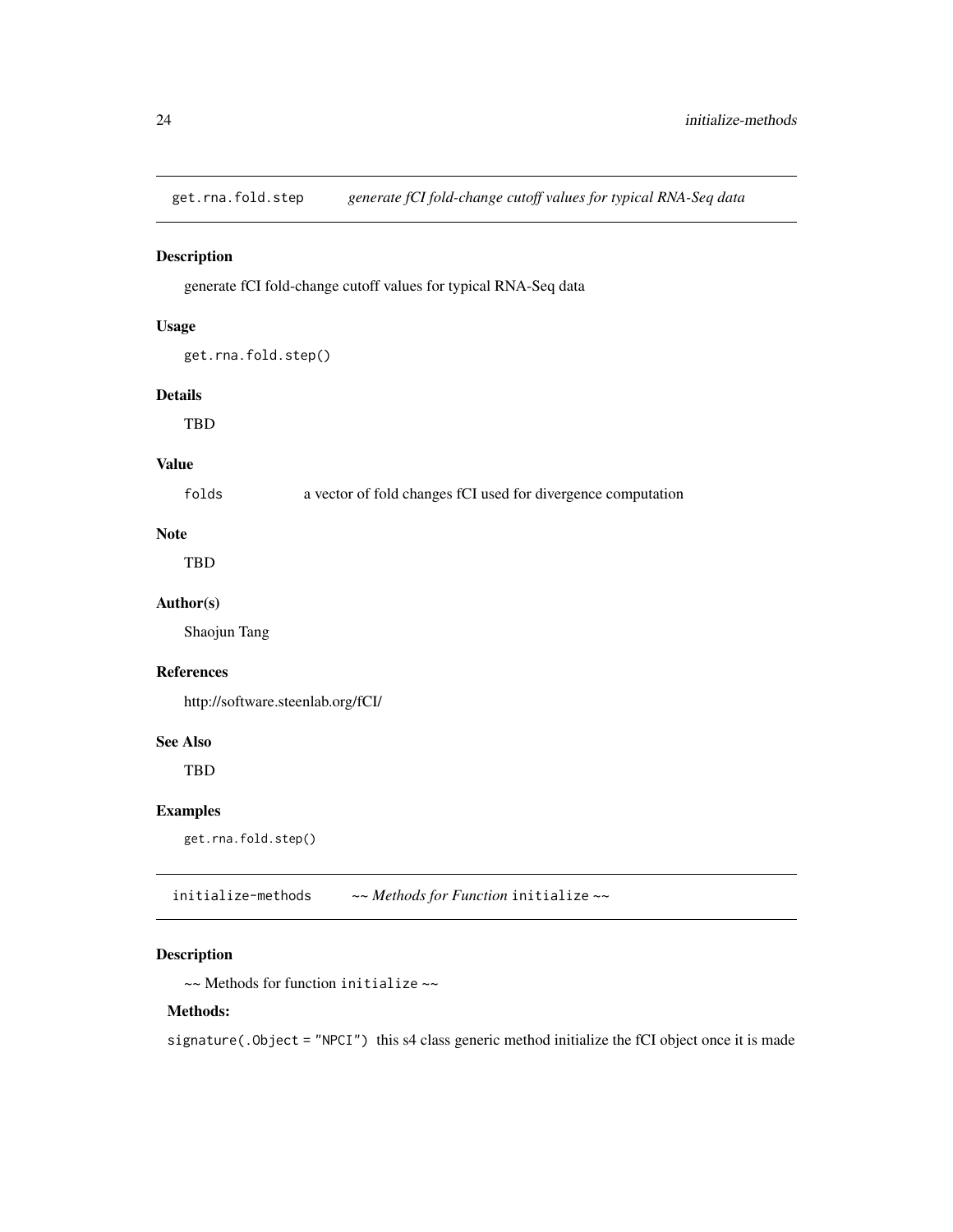## get.rna.fold.step — *generate fCI fold-change cutoff values for typical RNA-Seq data*

### Description

generate fCI fold-change cutoff values for typical RNA-Seq data

### Usage

```
get.rna.fold.step()
```

### Details

TBD

### Value

`folds` a vector of fold changes fCI used for divergence computation

### Note

TBD

### Author(s)

Shaojun Tang

### References

http://software.steenlab.org/fCI/

### See Also

TBD

### Examples

```
get.rna.fold.step()
```

## initialize-methods — *~~ Methods for Function* `initialize` *~~*

### Description

~~ Methods for function `initialize` ~~

#### Methods:

`signature(.Object = "NPCI")` this s4 class generic method initialize the fCI object once it is made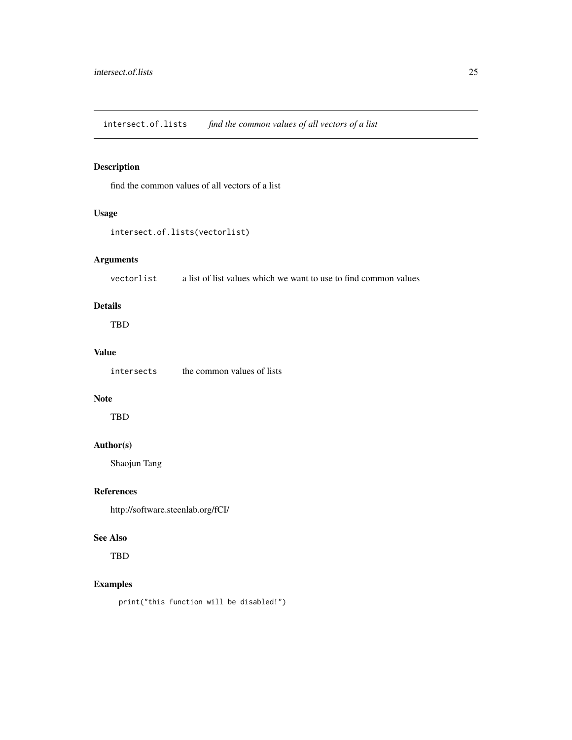## intersect.of.lists *find the common values of all vectors of a list*

### Description

find the common values of all vectors of a list

### Usage

```
intersect.of.lists(vectorlist)
```

### Arguments

| | |
|---|---|
| `vectorlist` | a list of list values which we want to use to find common values |

### Details

TBD

### Value

| | |
|---|---|
| `intersects` | the common values of lists |

### Note

TBD

### Author(s)

Shaojun Tang

### References

http://software.steenlab.org/fCI/

### See Also

TBD

### Examples

```
print("this function will be disabled!")
```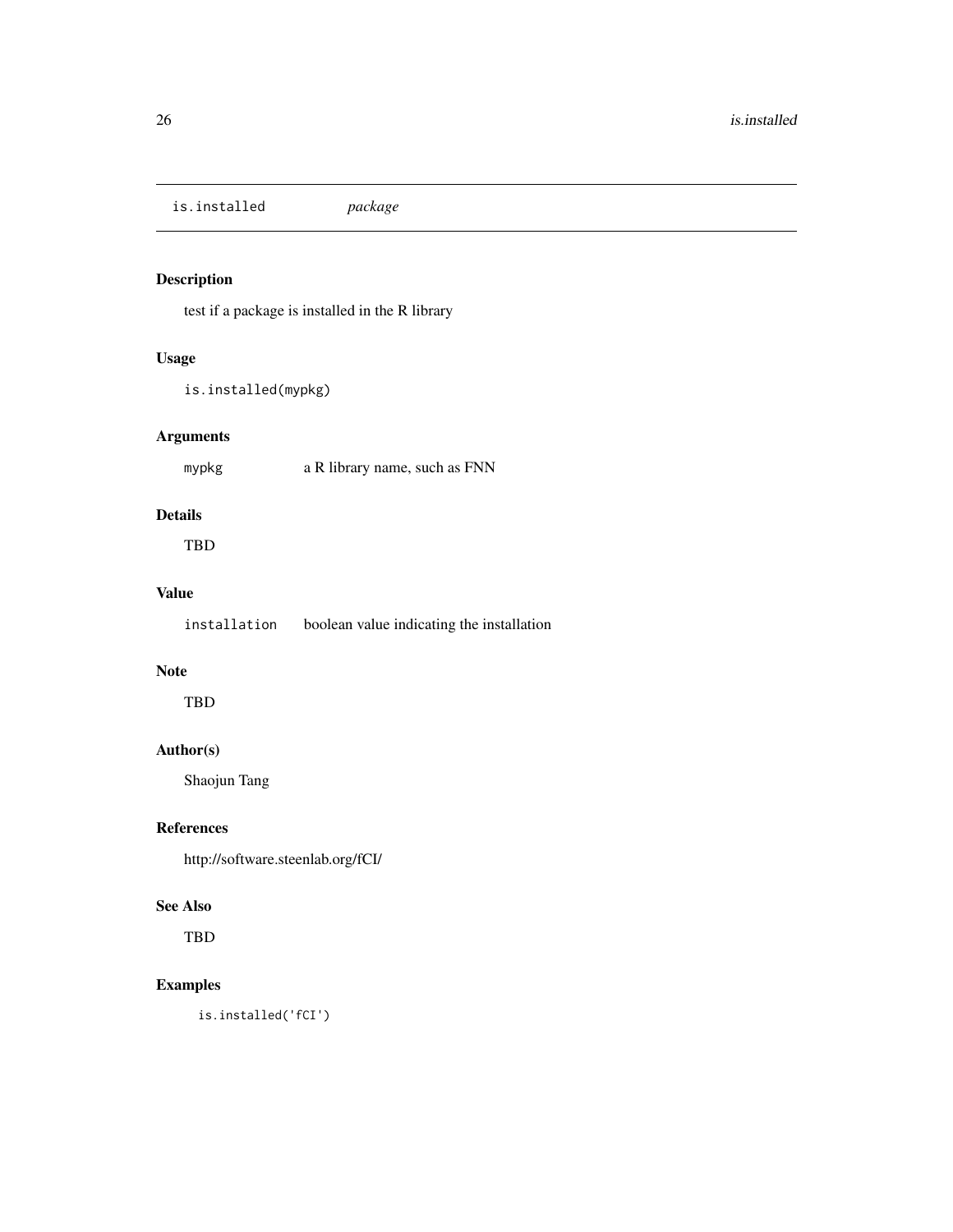## is.installed    *package*

### Description

test if a package is installed in the R library

### Usage

```
is.installed(mypkg)
```

### Arguments

| | |
|---|---|
| mypkg | a R library name, such as FNN |

### Details

TBD

### Value

| | |
|---|---|
| installation | boolean value indicating the installation |

### Note

TBD

### Author(s)

Shaojun Tang

### References

http://software.steenlab.org/fCI/

### See Also

TBD

### Examples

```
is.installed('fCI')
```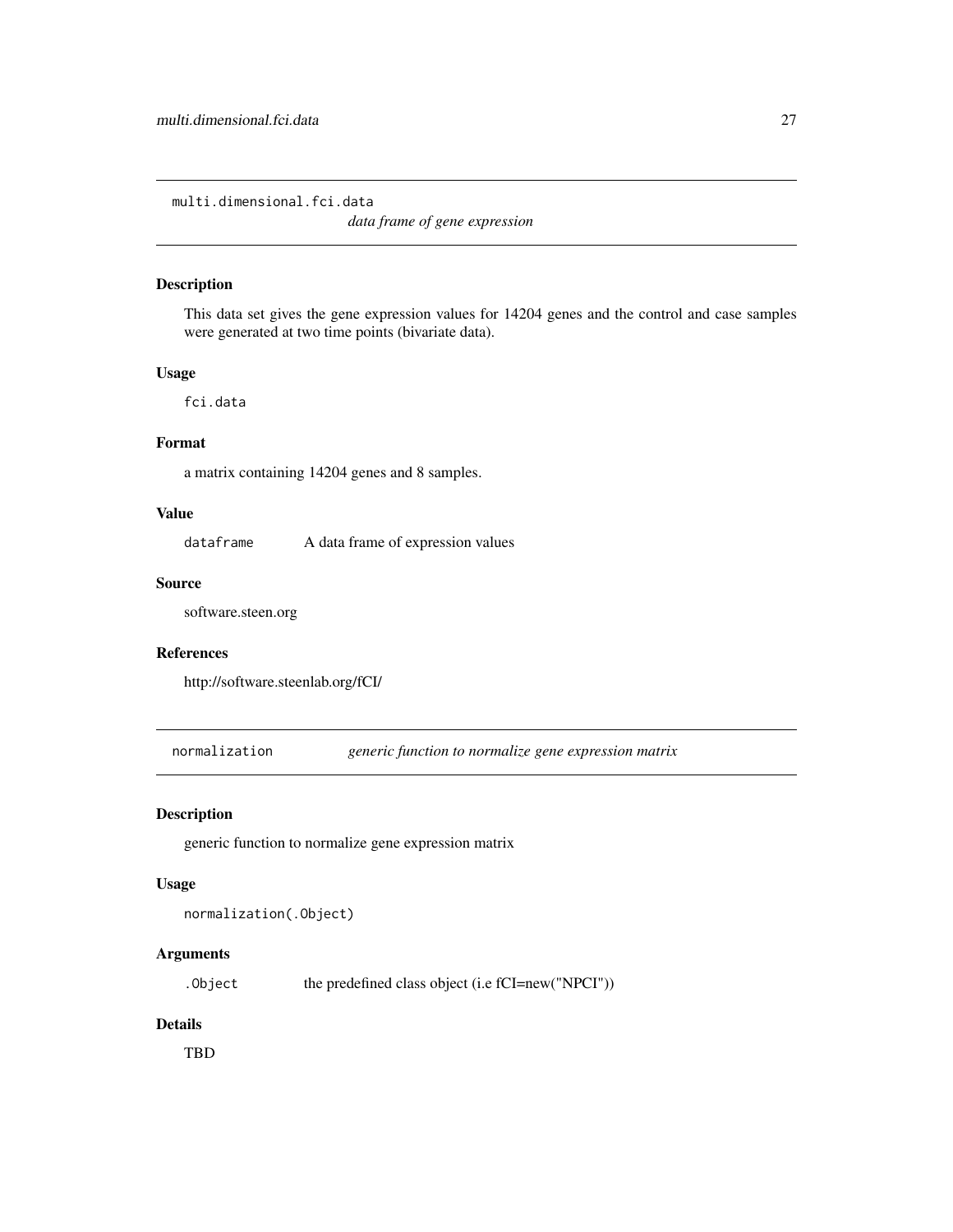## multi.dimensional.fci.data

*data frame of gene expression*

### Description

This data set gives the gene expression values for 14204 genes and the control and case samples were generated at two time points (bivariate data).

### Usage

```
fci.data
```

### Format

a matrix containing 14204 genes and 8 samples.

### Value

| | |
|---|---|
| `dataframe` | A data frame of expression values |

### Source

software.steen.org

### References

http://software.steenlab.org/fCI/

## normalization

*generic function to normalize gene expression matrix*

### Description

generic function to normalize gene expression matrix

### Usage

```
normalization(.Object)
```

### Arguments

| | |
|---|---|
| `.Object` | the predefined class object (i.e fCI=new("NPCI")) |

### Details

TBD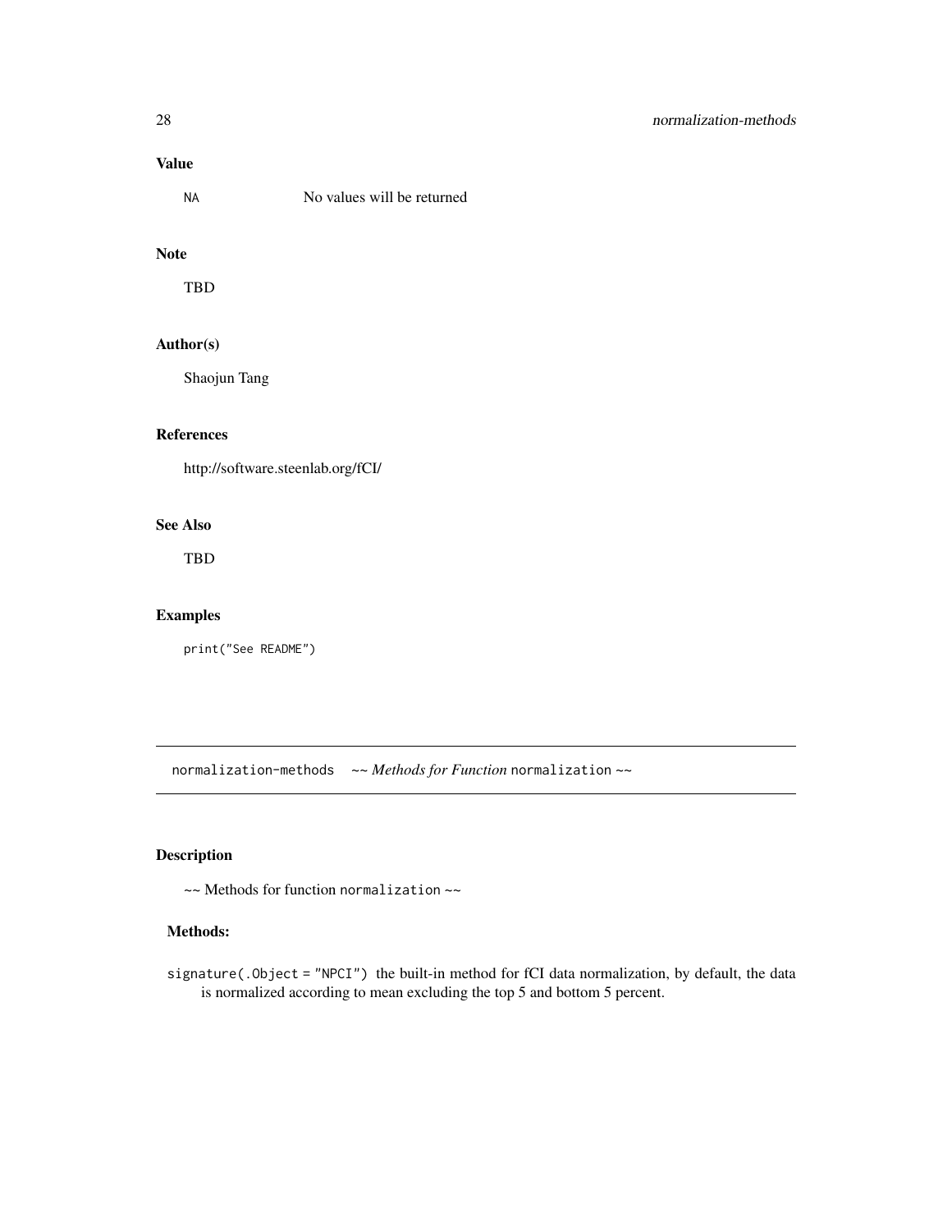### Value

| | |
|---|---|
| `NA` | No values will be returned |

### Note

TBD

### Author(s)

Shaojun Tang

### References

http://software.steenlab.org/fCI/

### See Also

TBD

### Examples

```
print("See README")
```

---

## normalization-methods    ~~ *Methods for Function* `normalization` ~~

---

### Description

~~ Methods for function `normalization` ~~

### Methods:

`signature(.Object = "NPCI")` the built-in method for fCI data normalization, by default, the data is normalized according to mean excluding the top 5 and bottom 5 percent.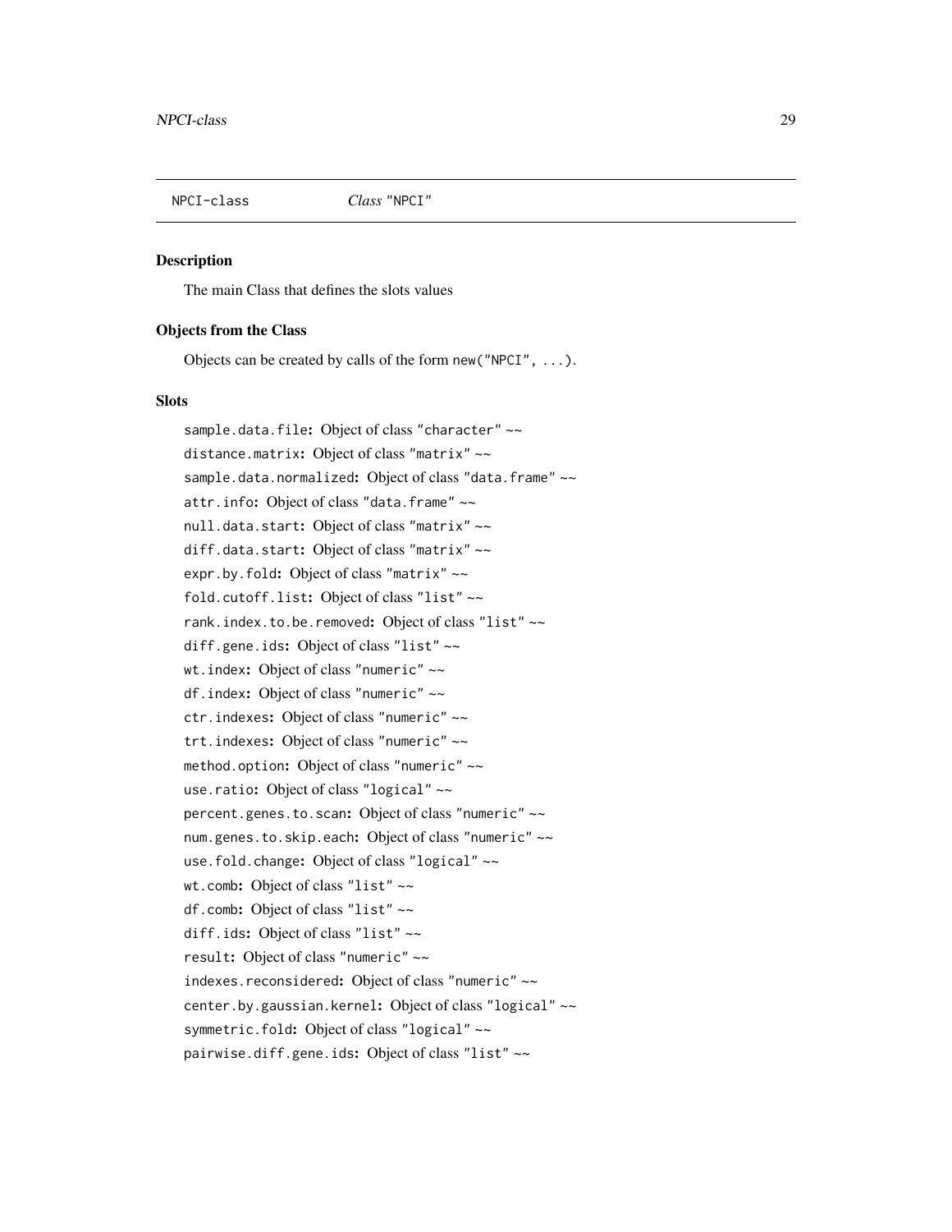NPCI-class *Class* "NPCI"

### Description

The main Class that defines the slots values

### Objects from the Class

Objects can be created by calls of the form `new("NPCI", ...)`.

### Slots

- `sample.data.file`: Object of class "character" ~~
- `distance.matrix`: Object of class "matrix" ~~
- `sample.data.normalized`: Object of class "data.frame" ~~
- `attr.info`: Object of class "data.frame" ~~
- `null.data.start`: Object of class "matrix" ~~
- `diff.data.start`: Object of class "matrix" ~~
- `expr.by.fold`: Object of class "matrix" ~~
- `fold.cutoff.list`: Object of class "list" ~~
- `rank.index.to.be.removed`: Object of class "list" ~~
- `diff.gene.ids`: Object of class "list" ~~
- `wt.index`: Object of class "numeric" ~~
- `df.index`: Object of class "numeric" ~~
- `ctr.indexes`: Object of class "numeric" ~~
- `trt.indexes`: Object of class "numeric" ~~
- `method.option`: Object of class "numeric" ~~
- `use.ratio`: Object of class "logical" ~~
- `percent.genes.to.scan`: Object of class "numeric" ~~
- `num.genes.to.skip.each`: Object of class "numeric" ~~
- `use.fold.change`: Object of class "logical" ~~
- `wt.comb`: Object of class "list" ~~
- `df.comb`: Object of class "list" ~~
- `diff.ids`: Object of class "list" ~~
- `result`: Object of class "numeric" ~~
- `indexes.reconsidered`: Object of class "numeric" ~~
- `center.by.gaussian.kernel`: Object of class "logical" ~~
- `symmetric.fold`: Object of class "logical" ~~
- `pairwise.diff.gene.ids`: Object of class "list" ~~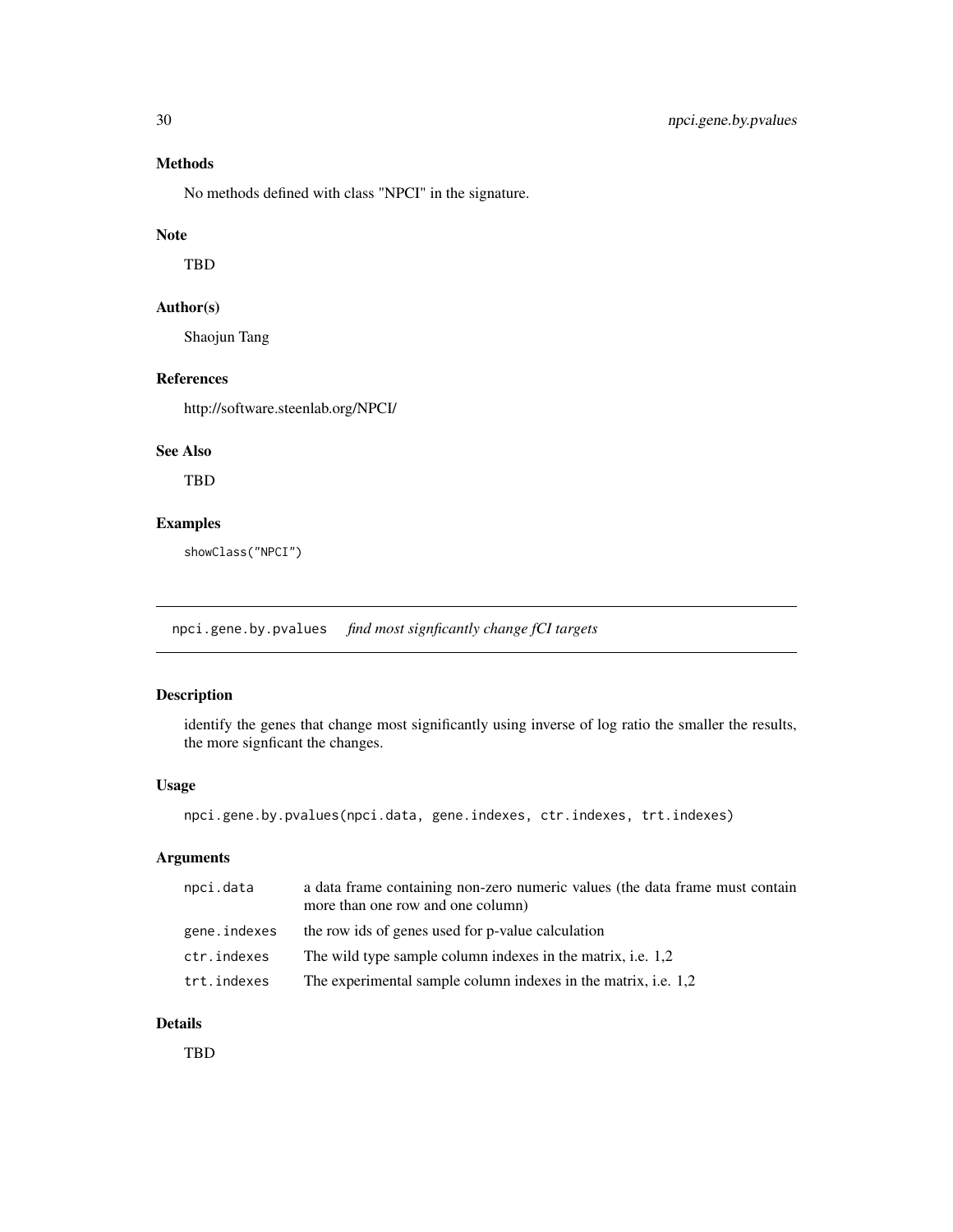### Methods

No methods defined with class "NPCI" in the signature.

### Note

TBD

### Author(s)

Shaojun Tang

### References

http://software.steenlab.org/NPCI/

### See Also

TBD

### Examples

```
showClass("NPCI")
```

---

## npci.gene.by.pvalues *find most signficantly change fCI targets*

---

### Description

identify the genes that change most significantly using inverse of log ratio the smaller the results, the more signficant the changes.

### Usage

```
npci.gene.by.pvalues(npci.data, gene.indexes, ctr.indexes, trt.indexes)
```

### Arguments

| | |
|---|---|
| npci.data | a data frame containing non-zero numeric values (the data frame must contain more than one row and one column) |
| gene.indexes | the row ids of genes used for p-value calculation |
| ctr.indexes | The wild type sample column indexes in the matrix, i.e. 1,2 |
| trt.indexes | The experimental sample column indexes in the matrix, i.e. 1,2 |

### Details

TBD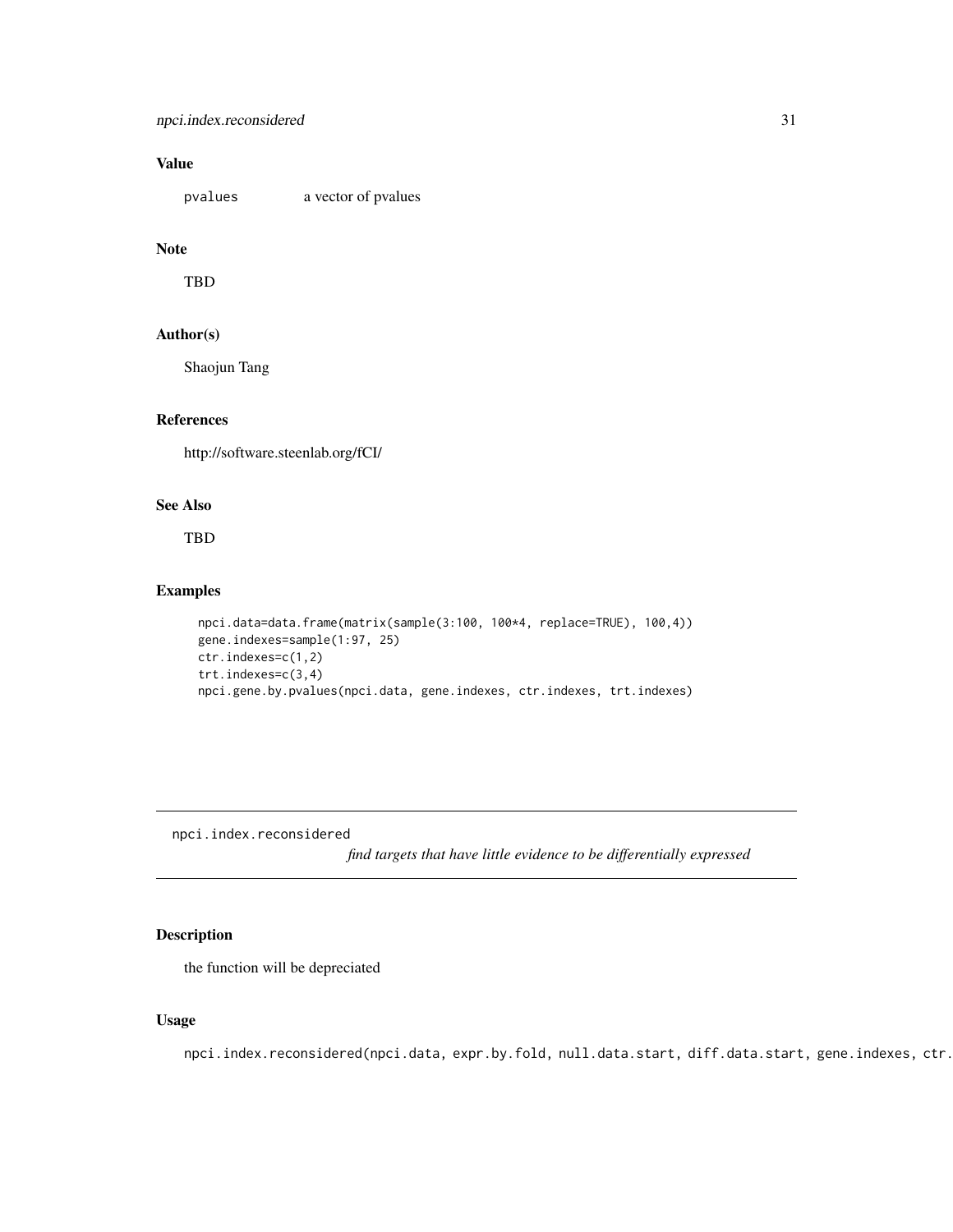### Value

pvalues a vector of pvalues

### Note

TBD

### Author(s)

Shaojun Tang

### References

http://software.steenlab.org/fCI/

### See Also

TBD

### Examples

```
npci.data=data.frame(matrix(sample(3:100, 100*4, replace=TRUE), 100,4))
gene.indexes=sample(1:97, 25)
ctr.indexes=c(1,2)
trt.indexes=c(3,4)
npci.gene.by.pvalues(npci.data, gene.indexes, ctr.indexes, trt.indexes)
```

---

## npci.index.reconsidered

*find targets that have little evidence to be differentially expressed*

---

### Description

the function will be depreciated

### Usage

```
npci.index.reconsidered(npci.data, expr.by.fold, null.data.start, diff.data.start, gene.indexes, ctr.
```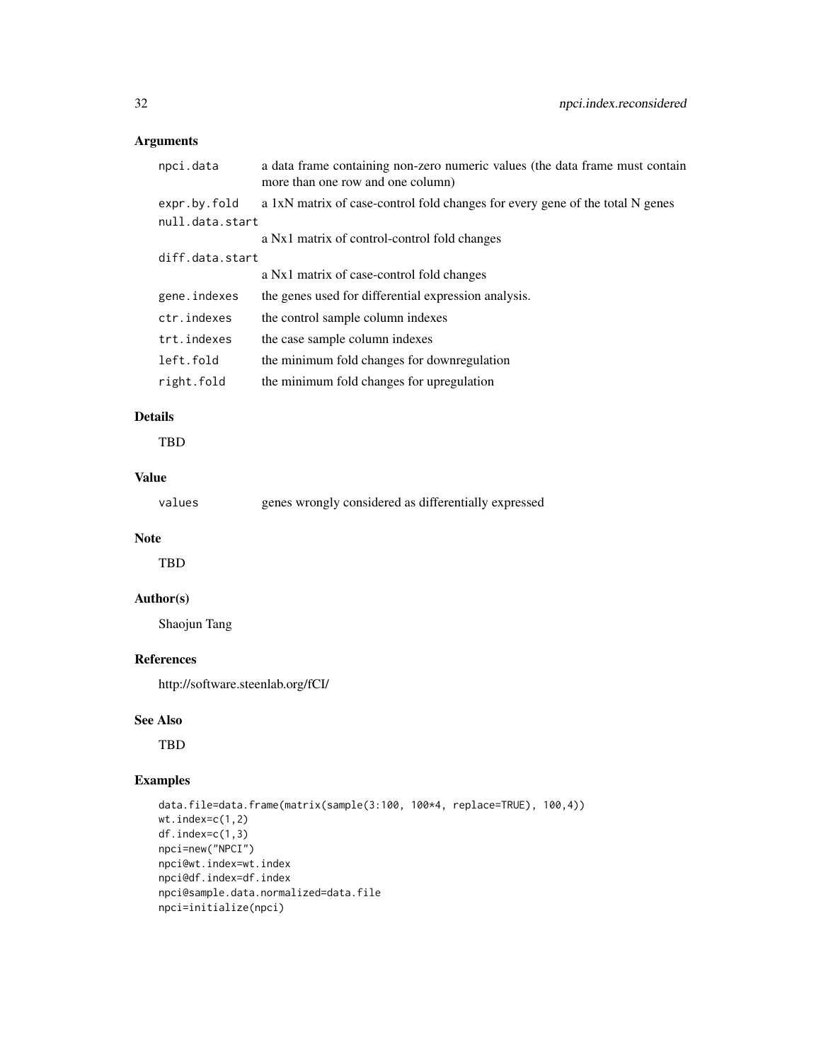## Arguments

| | |
|---|---|
| npci.data | a data frame containing non-zero numeric values (the data frame must contain more than one row and one column) |
| expr.by.fold | a 1xN matrix of case-control fold changes for every gene of the total N genes |
| null.data.start | a Nx1 matrix of control-control fold changes |
| diff.data.start | a Nx1 matrix of case-control fold changes |
| gene.indexes | the genes used for differential expression analysis. |
| ctr.indexes | the control sample column indexes |
| trt.indexes | the case sample column indexes |
| left.fold | the minimum fold changes for downregulation |
| right.fold | the minimum fold changes for upregulation |

## Details

TBD

## Value

| | |
|---|---|
| values | genes wrongly considered as differentially expressed |

## Note

TBD

## Author(s)

Shaojun Tang

## References

http://software.steenlab.org/fCI/

## See Also

TBD

## Examples

```
data.file=data.frame(matrix(sample(3:100, 100*4, replace=TRUE), 100,4))
wt.index=c(1,2)
df.index=c(1,3)
npci=new("NPCI")
npci@wt.index=wt.index
npci@df.index=df.index
npci@sample.data.normalized=data.file
npci=initialize(npci)
```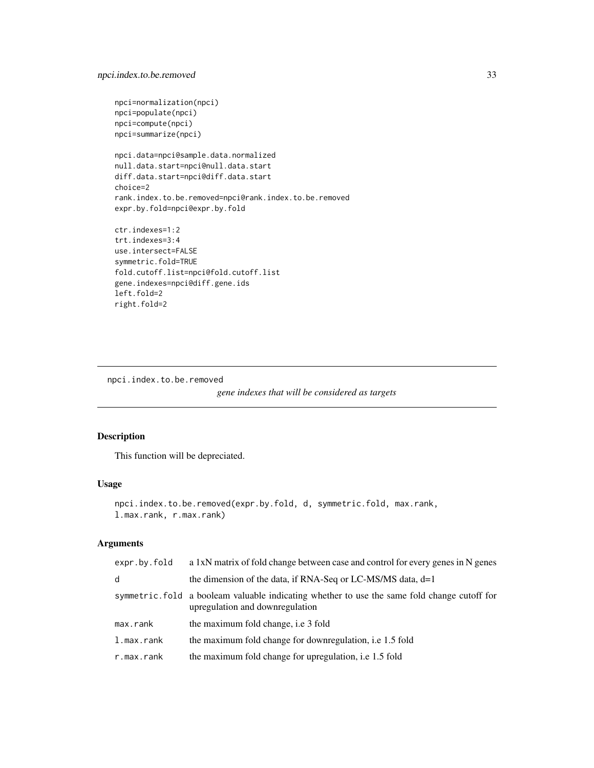```
npci=normalization(npci)
npci=populate(npci)
npci=compute(npci)
npci=summarize(npci)

npci.data=npci@sample.data.normalized
null.data.start=npci@null.data.start
diff.data.start=npci@diff.data.start
choice=2
rank.index.to.be.removed=npci@rank.index.to.be.removed
expr.by.fold=npci@expr.by.fold

ctr.indexes=1:2
trt.indexes=3:4
use.intersect=FALSE
symmetric.fold=TRUE
fold.cutoff.list=npci@fold.cutoff.list
gene.indexes=npci@diff.gene.ids
left.fold=2
right.fold=2
```

---

## npci.index.to.be.removed

*gene indexes that will be considered as targets*

### Description

This function will be depreciated.

### Usage

```
npci.index.to.be.removed(expr.by.fold, d, symmetric.fold, max.rank,
l.max.rank, r.max.rank)
```

### Arguments

| | |
|---|---|
| expr.by.fold | a 1xN matrix of fold change between case and control for every genes in N genes |
| d | the dimension of the data, if RNA-Seq or LC-MS/MS data, d=1 |
| symmetric.fold | a booleam valuable indicating whether to use the same fold change cutoff for upregulation and downregulation |
| max.rank | the maximum fold change, i.e 3 fold |
| l.max.rank | the maximum fold change for downregulation, i.e 1.5 fold |
| r.max.rank | the maximum fold change for upregulation, i.e 1.5 fold |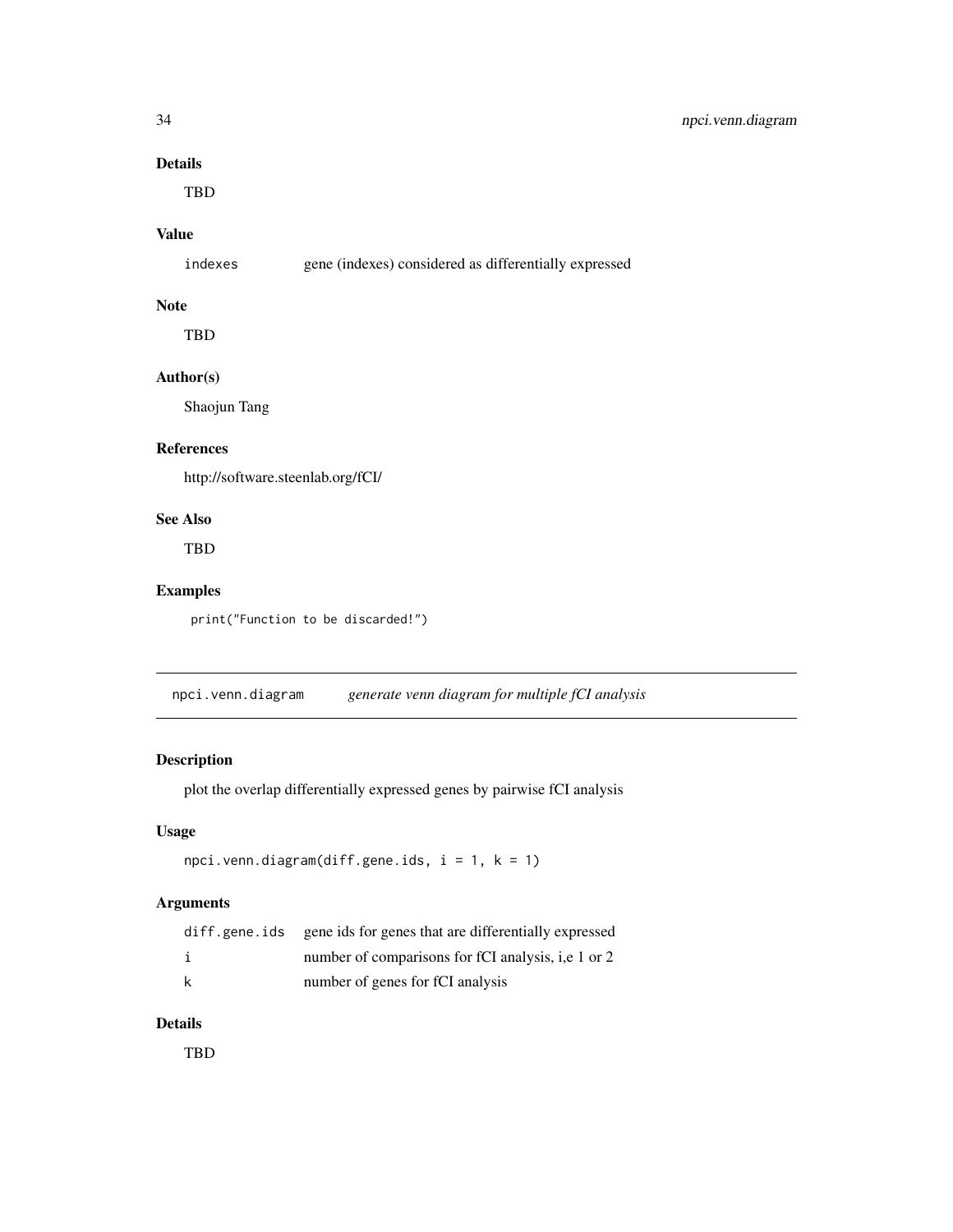### Details

TBD

### Value

| | |
|---|---|
| indexes | gene (indexes) considered as differentially expressed |

### Note

TBD

### Author(s)

Shaojun Tang

### References

http://software.steenlab.org/fCI/

### See Also

TBD

### Examples

```
print("Function to be discarded!")
```

---

## npci.venn.diagram &nbsp;&nbsp;&nbsp; *generate venn diagram for multiple fCI analysis*

---

### Description

plot the overlap differentially expressed genes by pairwise fCI analysis

### Usage

```
npci.venn.diagram(diff.gene.ids, i = 1, k = 1)
```

### Arguments

| | |
|---|---|
| diff.gene.ids | gene ids for genes that are differentially expressed |
| i | number of comparisons for fCI analysis, i,e 1 or 2 |
| k | number of genes for fCI analysis |

### Details

TBD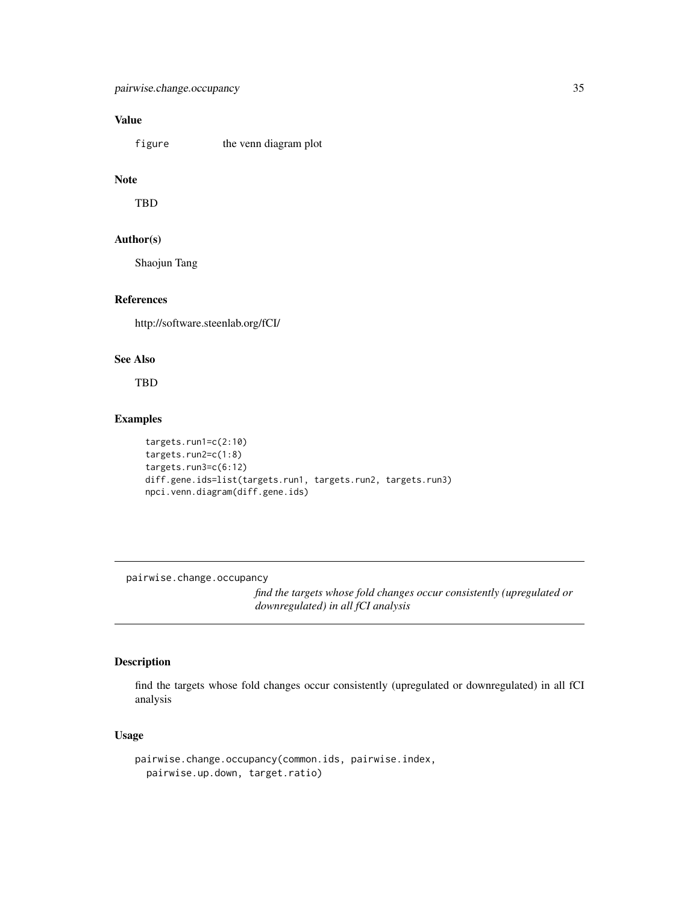### Value

`figure` the venn diagram plot

### Note

TBD

### Author(s)

Shaojun Tang

### References

http://software.steenlab.org/fCI/

### See Also

TBD

### Examples

```
targets.run1=c(2:10)
targets.run2=c(1:8)
targets.run3=c(6:12)
diff.gene.ids=list(targets.run1, targets.run2, targets.run3)
npci.venn.diagram(diff.gene.ids)
```

---

## pairwise.change.occupancy

*find the targets whose fold changes occur consistently (upregulated or downregulated) in all fCI analysis*

---

### Description

find the targets whose fold changes occur consistently (upregulated or downregulated) in all fCI analysis

### Usage

```
pairwise.change.occupancy(common.ids, pairwise.index,
  pairwise.up.down, target.ratio)
```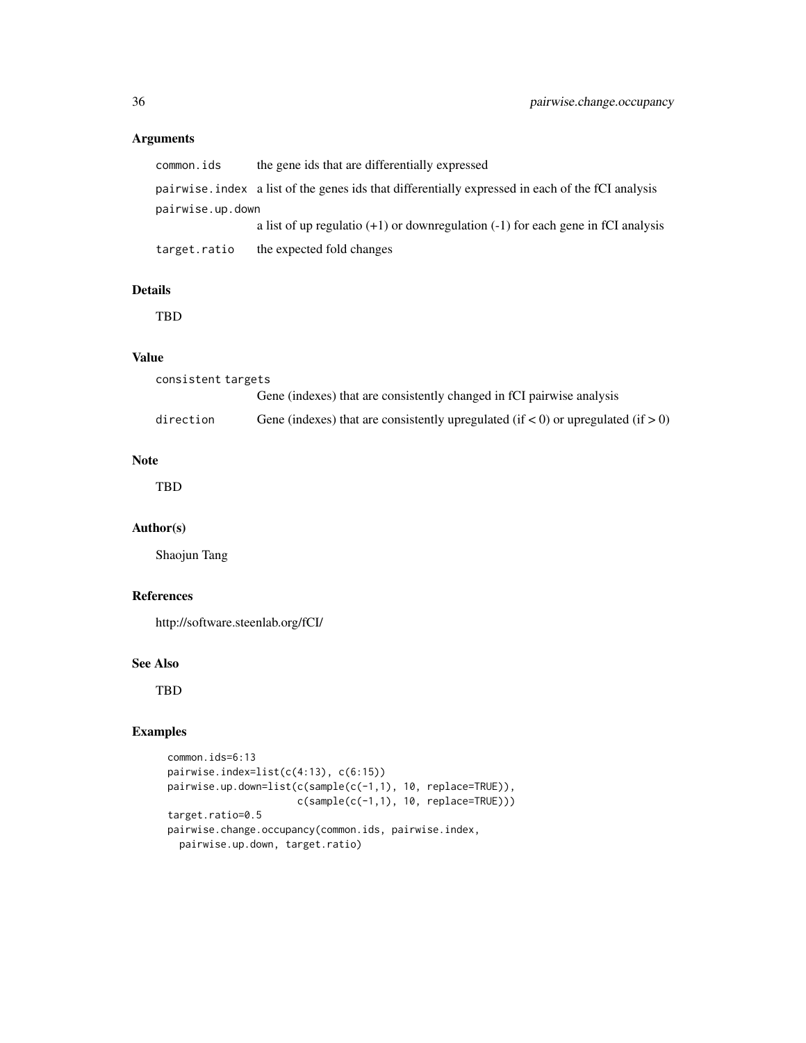## Arguments

| | |
|---|---|
| `common.ids` | the gene ids that are differentially expressed |
| `pairwise.index` | a list of the genes ids that differentially expressed in each of the fCI analysis |
| `pairwise.up.down` | a list of up regulatio (+1) or downregulation (-1) for each gene in fCI analysis |
| `target.ratio` | the expected fold changes |

## Details

TBD

## Value

| | |
|---|---|
| `consistent targets` | Gene (indexes) that are consistently changed in fCI pairwise analysis |
| `direction` | Gene (indexes) that are consistently upregulated (if < 0) or upregulated (if > 0) |

## Note

TBD

## Author(s)

Shaojun Tang

## References

http://software.steenlab.org/fCI/

## See Also

TBD

## Examples

```
common.ids=6:13
pairwise.index=list(c(4:13), c(6:15))
pairwise.up.down=list(c(sample(c(-1,1), 10, replace=TRUE)),
                      c(sample(c(-1,1), 10, replace=TRUE)))
target.ratio=0.5
pairwise.change.occupancy(common.ids, pairwise.index,
  pairwise.up.down, target.ratio)
```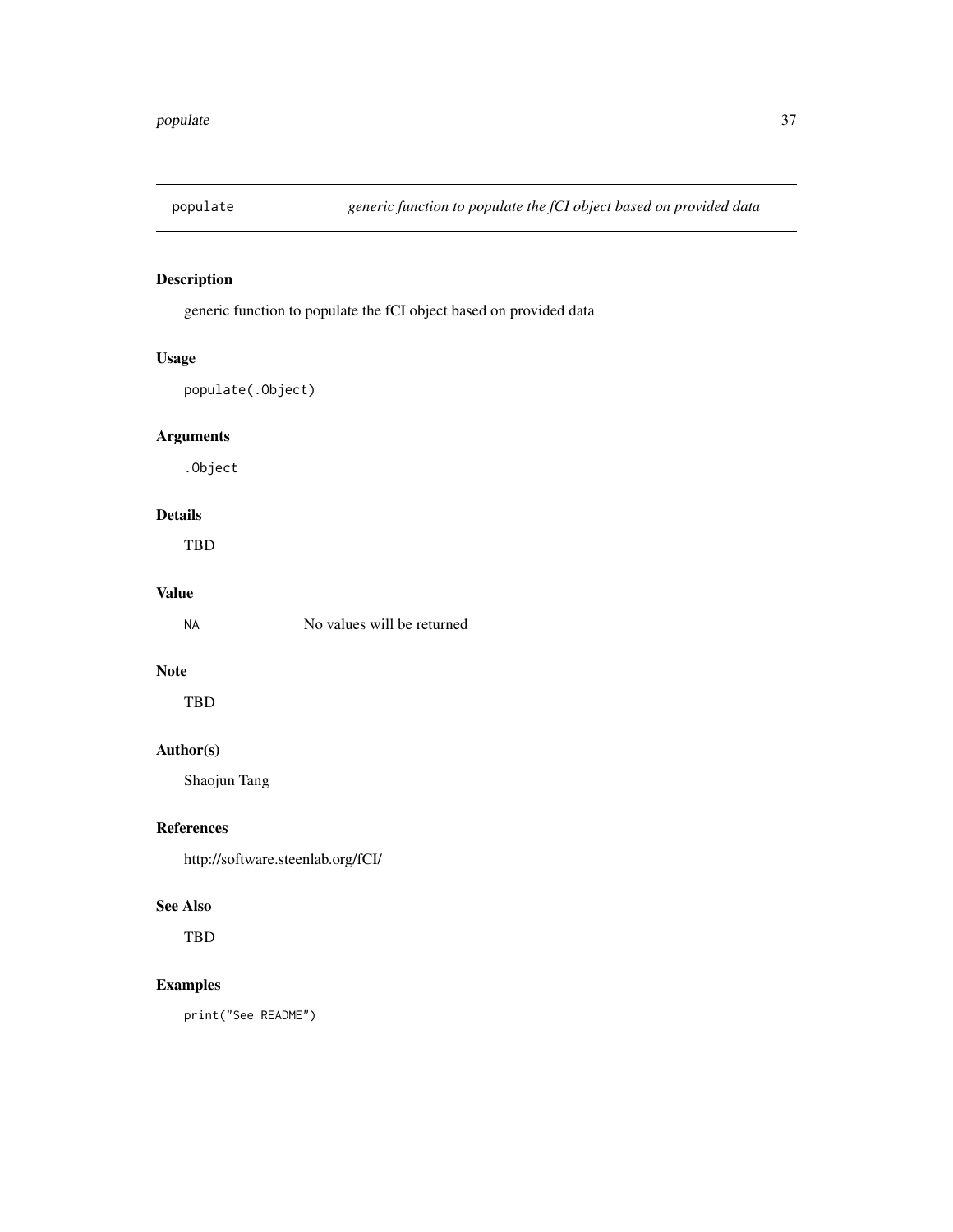# populate *generic function to populate the fCI object based on provided data*

## Description

generic function to populate the fCI object based on provided data

## Usage

```
populate(.Object)
```

## Arguments

`.Object`

## Details

TBD

## Value

| | |
|---|---|
| `NA` | No values will be returned |

## Note

TBD

## Author(s)

Shaojun Tang

## References

http://software.steenlab.org/fCI/

## See Also

TBD

## Examples

```
print("See README")
```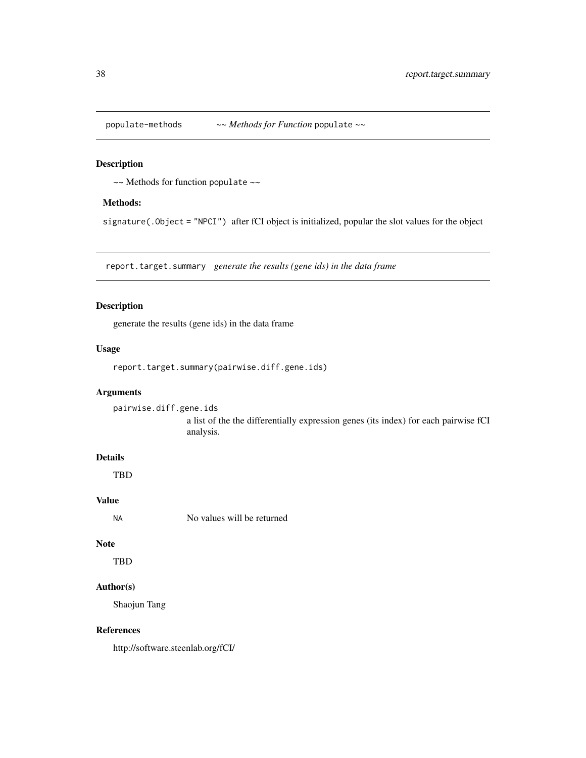## populate-methods  *~~ Methods for Function* `populate` *~~*

### Description

~~ Methods for function `populate` ~~

### Methods:

`signature(.Object = "NPCI")` after fCI object is initialized, popular the slot values for the object

## report.target.summary  *generate the results (gene ids) in the data frame*

### Description

generate the results (gene ids) in the data frame

### Usage

```
report.target.summary(pairwise.diff.gene.ids)
```

### Arguments

`pairwise.diff.gene.ids`
a list of the the differentially expression genes (its index) for each pairwise fCI analysis.

### Details

TBD

### Value

`NA` No values will be returned

### Note

TBD

### Author(s)

Shaojun Tang

### References

http://software.steenlab.org/fCI/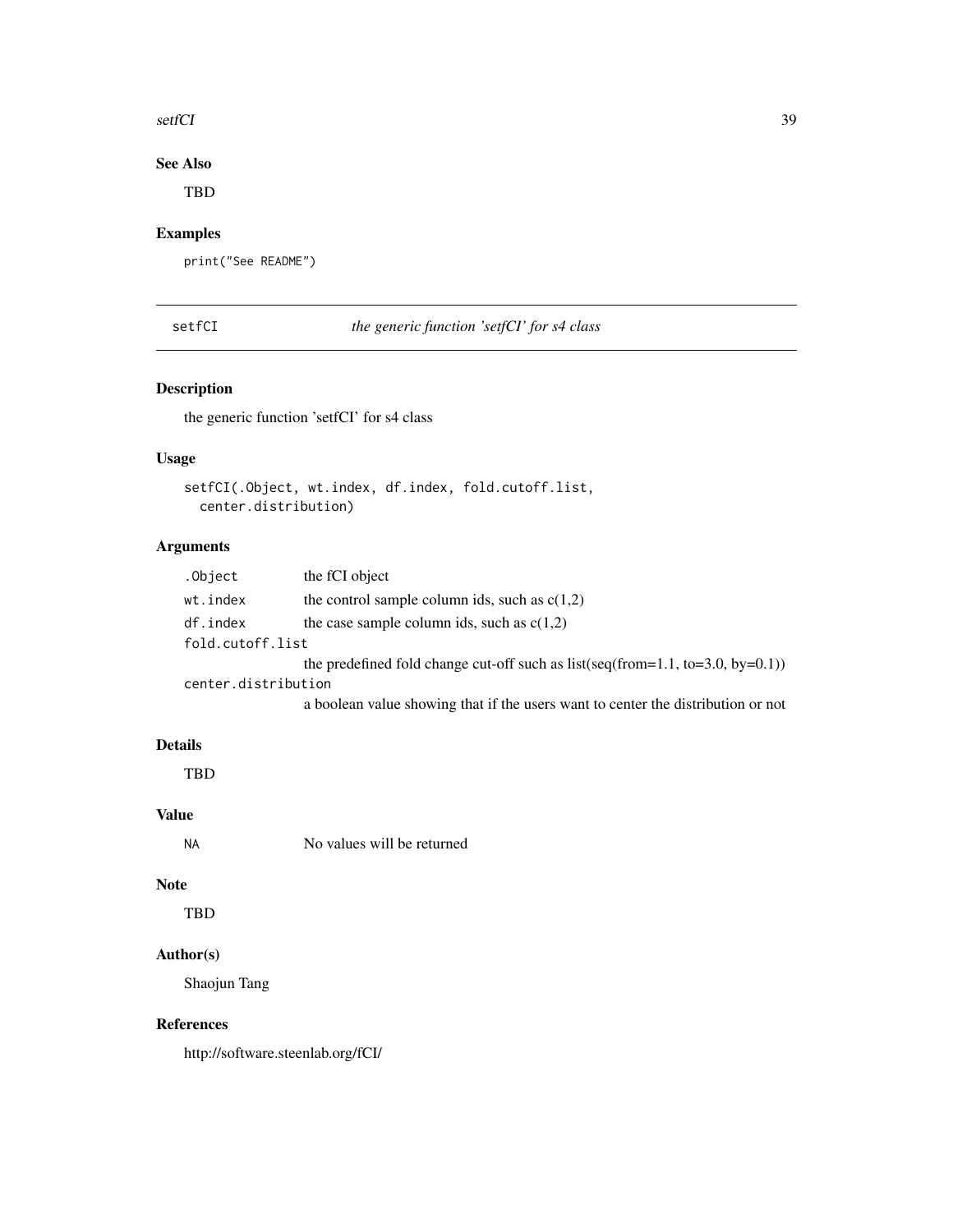## See Also

TBD

## Examples

```
print("See README")
```

---

# setfCI    *the generic function 'setfCI' for s4 class*

---

## Description

the generic function 'setfCI' for s4 class

## Usage

```
setfCI(.Object, wt.index, df.index, fold.cutoff.list,
  center.distribution)
```

## Arguments

| | |
|---|---|
| `.Object` | the fCI object |
| `wt.index` | the control sample column ids, such as c(1,2) |
| `df.index` | the case sample column ids, such as c(1,2) |
| `fold.cutoff.list` | the predefined fold change cut-off such as list(seq(from=1.1, to=3.0, by=0.1)) |
| `center.distribution` | a boolean value showing that if the users want to center the distribution or not |

## Details

TBD

## Value

| | |
|---|---|
| `NA` | No values will be returned |

## Note

TBD

## Author(s)

Shaojun Tang

## References

http://software.steenlab.org/fCI/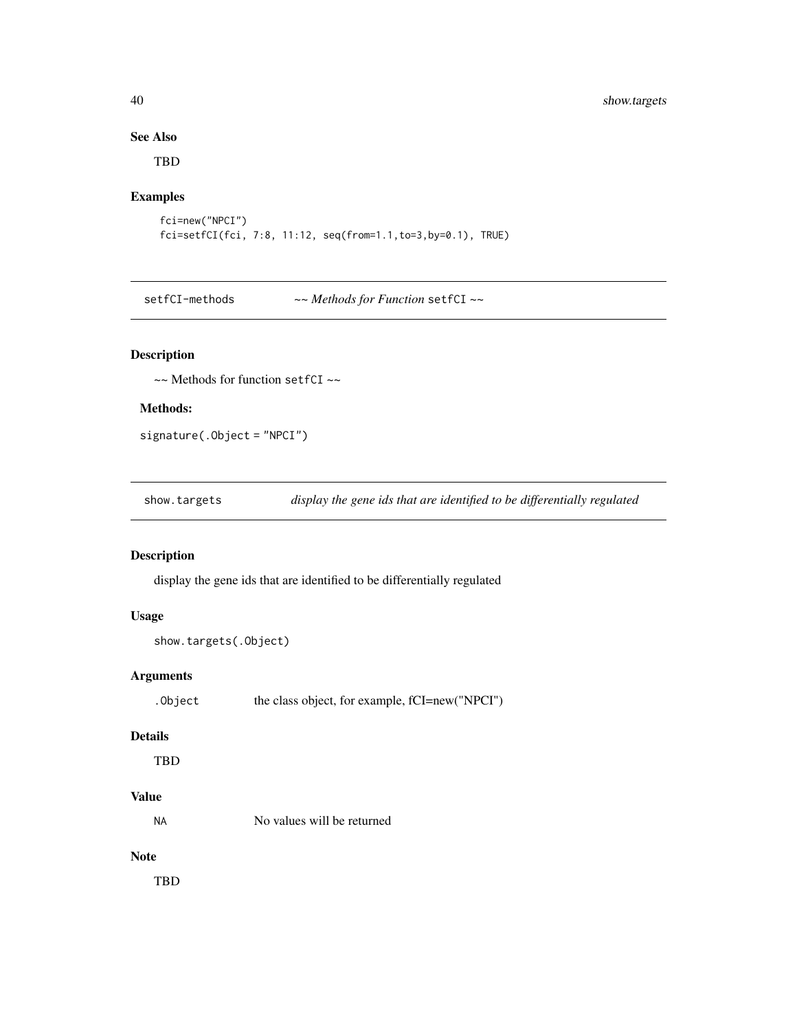## See Also

TBD

## Examples

```
fci=new("NPCI")
fci=setfCI(fci, 7:8, 11:12, seq(from=1.1,to=3,by=0.1), TRUE)
```

---

# setfCI-methods ~~ *Methods for Function* setfCI ~~

## Description

~~ Methods for function setfCI ~~

### Methods:

signature(.Object = "NPCI")

---

# show.targets *display the gene ids that are identified to be differentially regulated*

## Description

display the gene ids that are identified to be differentially regulated

## Usage

```
show.targets(.Object)
```

## Arguments

| | |
|---|---|
| .Object | the class object, for example, fCI=new("NPCI") |

## Details

TBD

## Value

| | |
|---|---|
| NA | No values will be returned |

## Note

TBD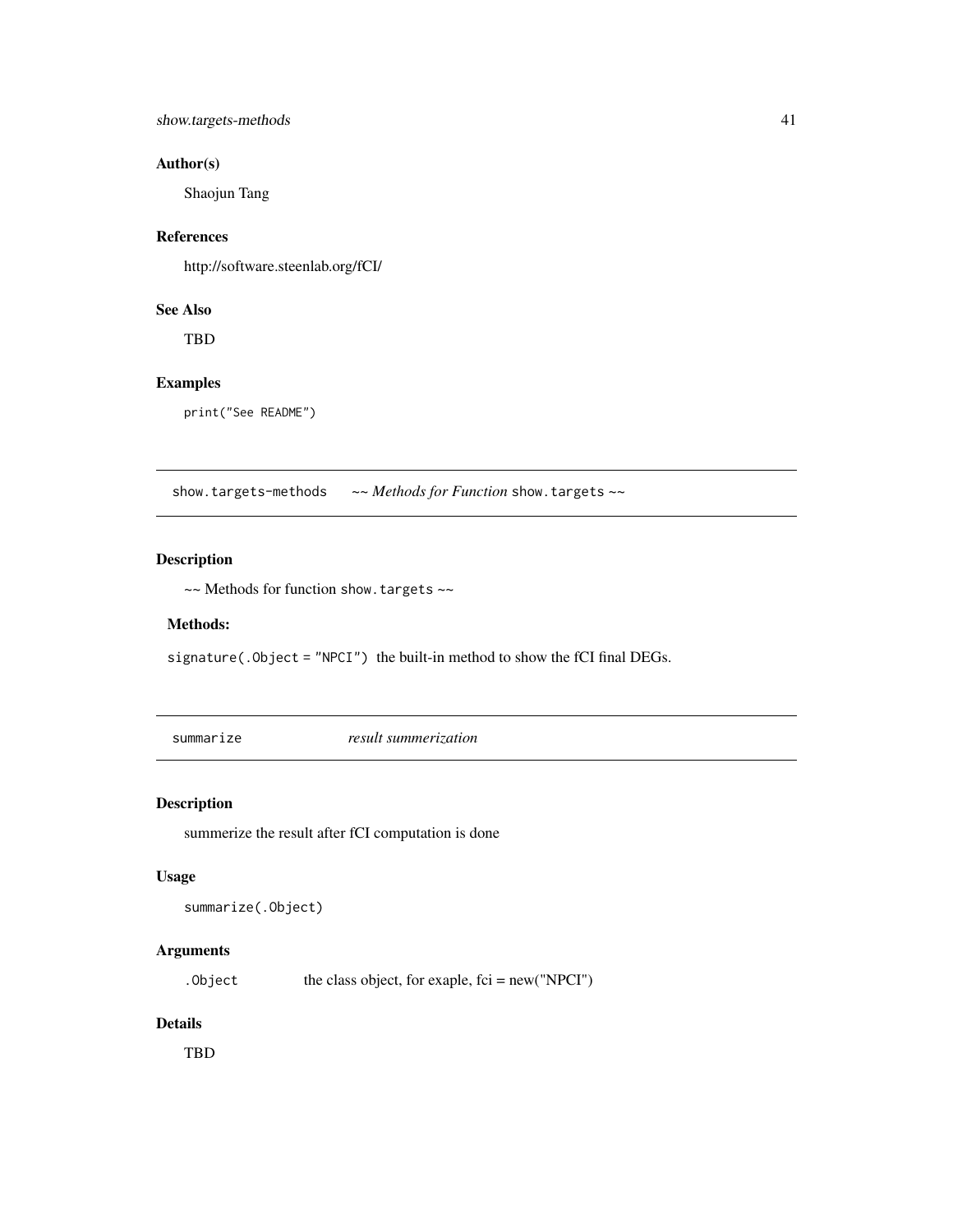### Author(s)

Shaojun Tang

### References

http://software.steenlab.org/fCI/

### See Also

TBD

### Examples

```
print("See README")
```

---

## show.targets-methods &nbsp;&nbsp;&nbsp; ~~ *Methods for Function* `show.targets` ~~

---

### Description

~~ Methods for function `show.targets` ~~

### Methods:

`signature(.Object = "NPCI")` the built-in method to show the fCI final DEGs.

---

## summarize &nbsp;&nbsp;&nbsp; *result summerization*

---

### Description

summerize the result after fCI computation is done

### Usage

```
summarize(.Object)
```

### Arguments

| | |
|---|---|
| `.Object` | the class object, for exaple, fci = new("NPCI") |

### Details

TBD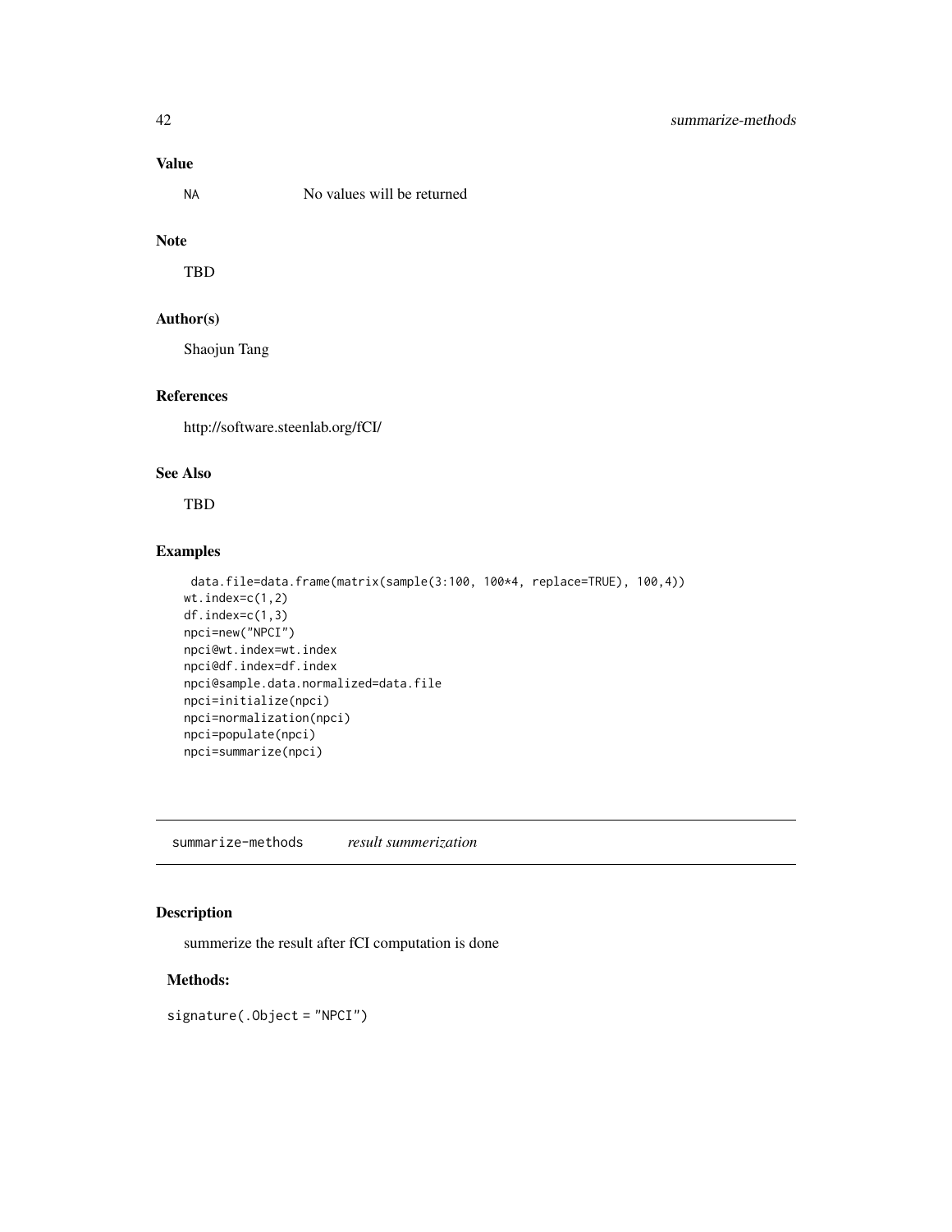### Value

`NA` No values will be returned

### Note

TBD

### Author(s)

Shaojun Tang

### References

http://software.steenlab.org/fCI/

### See Also

TBD

### Examples

```
 data.file=data.frame(matrix(sample(3:100, 100*4, replace=TRUE), 100,4))
wt.index=c(1,2)
df.index=c(1,3)
npci=new("NPCI")
npci@wt.index=wt.index
npci@df.index=df.index
npci@sample.data.normalized=data.file
npci=initialize(npci)
npci=normalization(npci)
npci=populate(npci)
npci=summarize(npci)
```

---

## summarize-methods *result summerization*

### Description

summerize the result after fCI computation is done

#### Methods:

`signature(.Object = "NPCI")`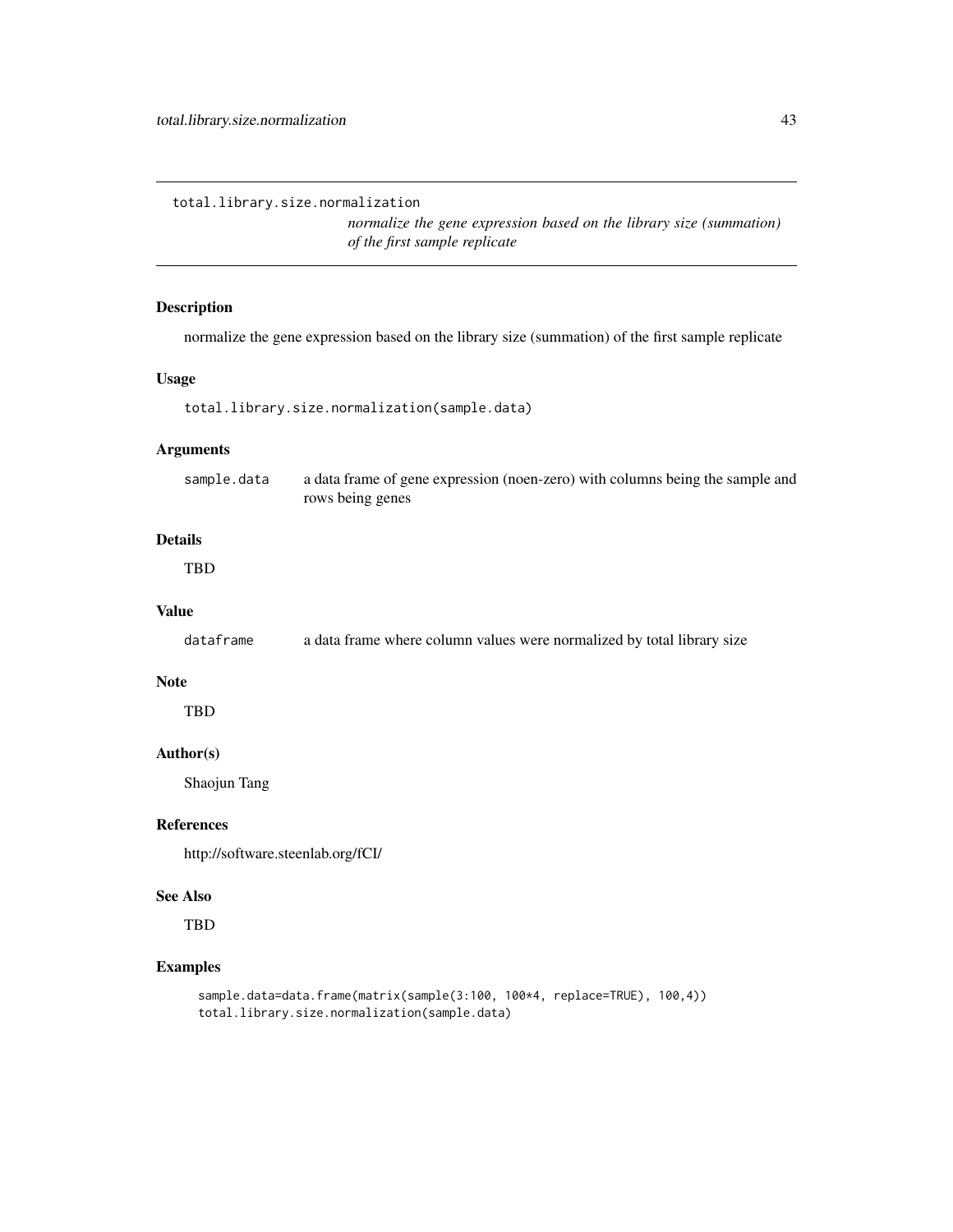# total.library.size.normalization

*normalize the gene expression based on the library size (summation) of the first sample replicate*

## Description

normalize the gene expression based on the library size (summation) of the first sample replicate

## Usage

```
total.library.size.normalization(sample.data)
```

## Arguments

| | |
|---|---|
| `sample.data` | a data frame of gene expression (noen-zero) with columns being the sample and rows being genes |

## Details

TBD

## Value

| | |
|---|---|
| `dataframe` | a data frame where column values were normalized by total library size |

## Note

TBD

## Author(s)

Shaojun Tang

## References

http://software.steenlab.org/fCI/

## See Also

TBD

## Examples

```
sample.data=data.frame(matrix(sample(3:100, 100*4, replace=TRUE), 100,4))
total.library.size.normalization(sample.data)
```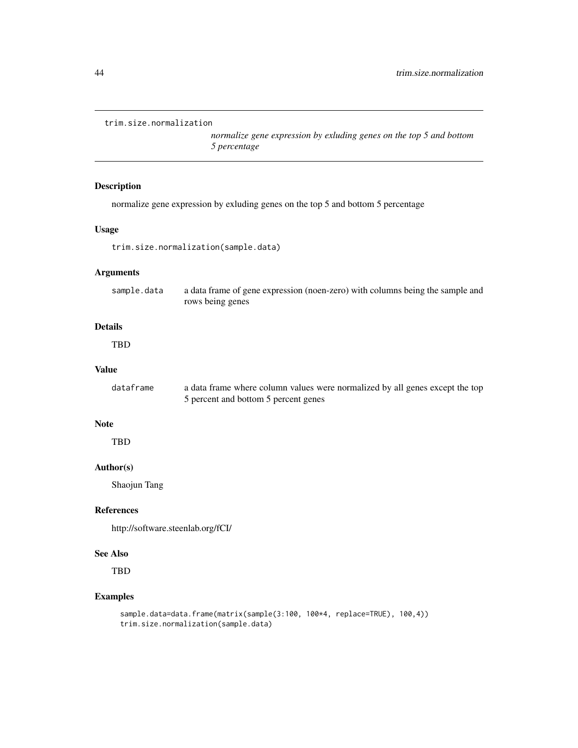`trim.size.normalization`

*normalize gene expression by exluding genes on the top 5 and bottom 5 percentage*

## Description

normalize gene expression by exluding genes on the top 5 and bottom 5 percentage

## Usage

```
trim.size.normalization(sample.data)
```

## Arguments

| | |
|---|---|
| `sample.data` | a data frame of gene expression (noen-zero) with columns being the sample and rows being genes |

## Details

TBD

## Value

| | |
|---|---|
| `dataframe` | a data frame where column values were normalized by all genes except the top 5 percent and bottom 5 percent genes |

## Note

TBD

## Author(s)

Shaojun Tang

## References

http://software.steenlab.org/fCI/

## See Also

TBD

## Examples

```
sample.data=data.frame(matrix(sample(3:100, 100*4, replace=TRUE), 100,4))
trim.size.normalization(sample.data)
```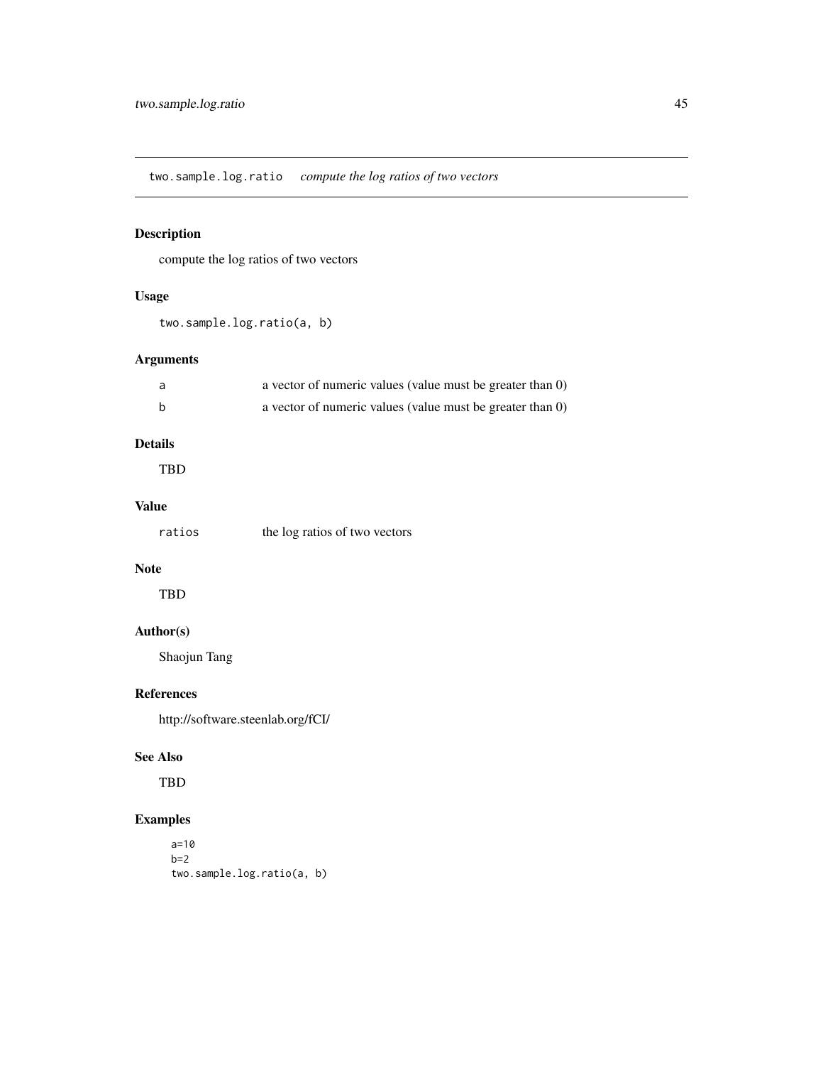## two.sample.log.ratio *compute the log ratios of two vectors*

### Description

compute the log ratios of two vectors

### Usage

```
two.sample.log.ratio(a, b)
```

### Arguments

| | |
|---|---|
| a | a vector of numeric values (value must be greater than 0) |
| b | a vector of numeric values (value must be greater than 0) |

### Details

TBD

### Value

| | |
|---|---|
| ratios | the log ratios of two vectors |

### Note

TBD

### Author(s)

Shaojun Tang

### References

http://software.steenlab.org/fCI/

### See Also

TBD

### Examples

```
a=10
b=2
two.sample.log.ratio(a, b)
```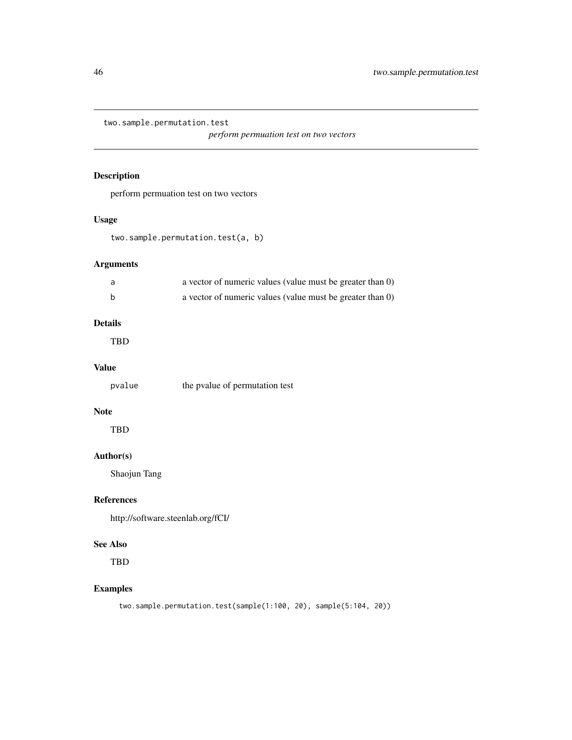`two.sample.permutation.test` *perform permuation test on two vectors*

## Description

perform permuation test on two vectors

## Usage

```
two.sample.permutation.test(a, b)
```

## Arguments

| | |
|---|---|
| a | a vector of numeric values (value must be greater than 0) |
| b | a vector of numeric values (value must be greater than 0) |

## Details

TBD

## Value

| | |
|---|---|
| pvalue | the pvalue of permutation test |

## Note

TBD

## Author(s)

Shaojun Tang

## References

http://software.steenlab.org/fCI/

## See Also

TBD

## Examples

```
two.sample.permutation.test(sample(1:100, 20), sample(5:104, 20))
```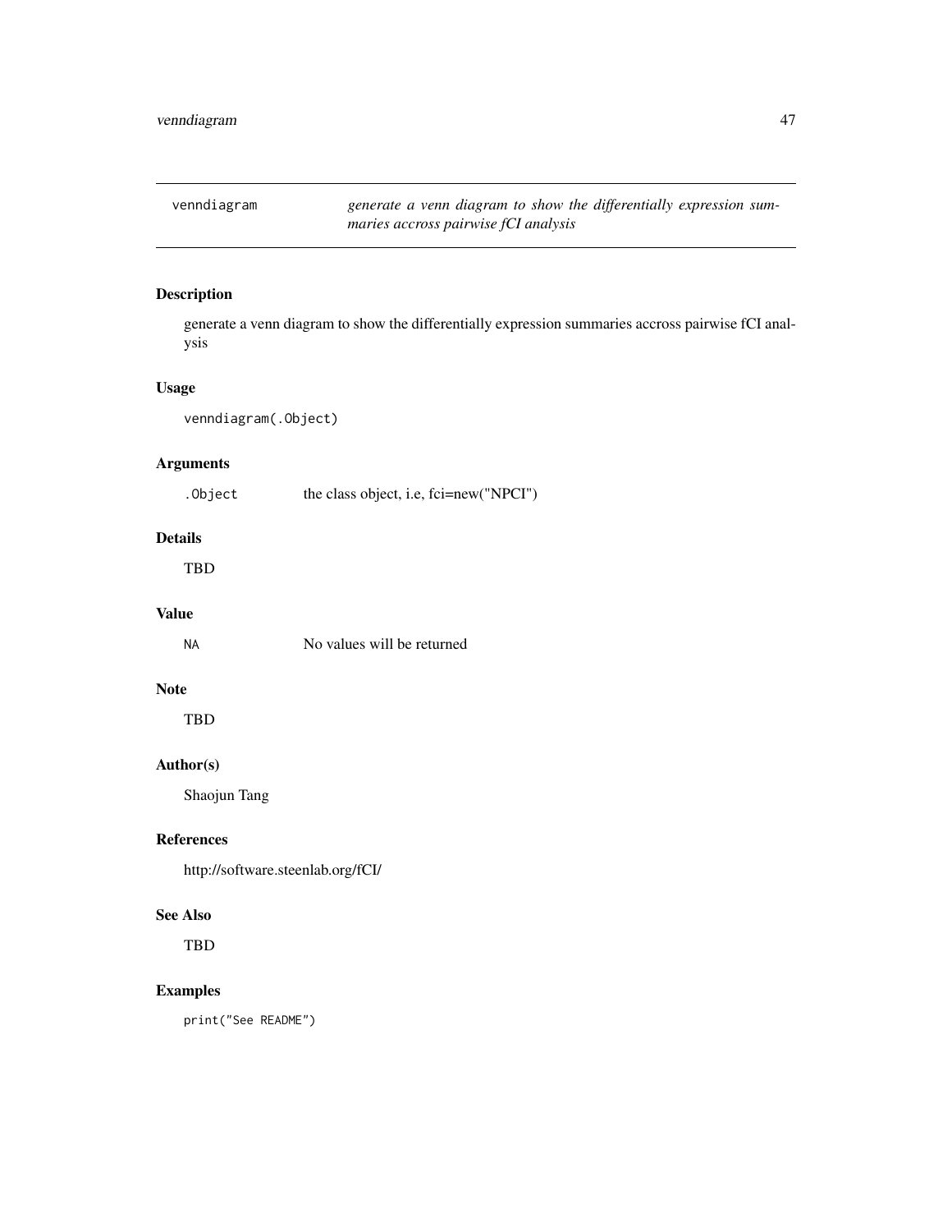# venndiagram — *generate a venn diagram to show the differentially expression summaries accross pairwise fCI analysis*

## Description

generate a venn diagram to show the differentially expression summaries accross pairwise fCI analysis

## Usage

```
venndiagram(.Object)
```

## Arguments

| | |
|---|---|
| `.Object` | the class object, i.e, fci=new("NPCI") |

## Details

TBD

## Value

| | |
|---|---|
| `NA` | No values will be returned |

## Note

TBD

## Author(s)

Shaojun Tang

## References

http://software.steenlab.org/fCI/

## See Also

TBD

## Examples

```
print("See README")
```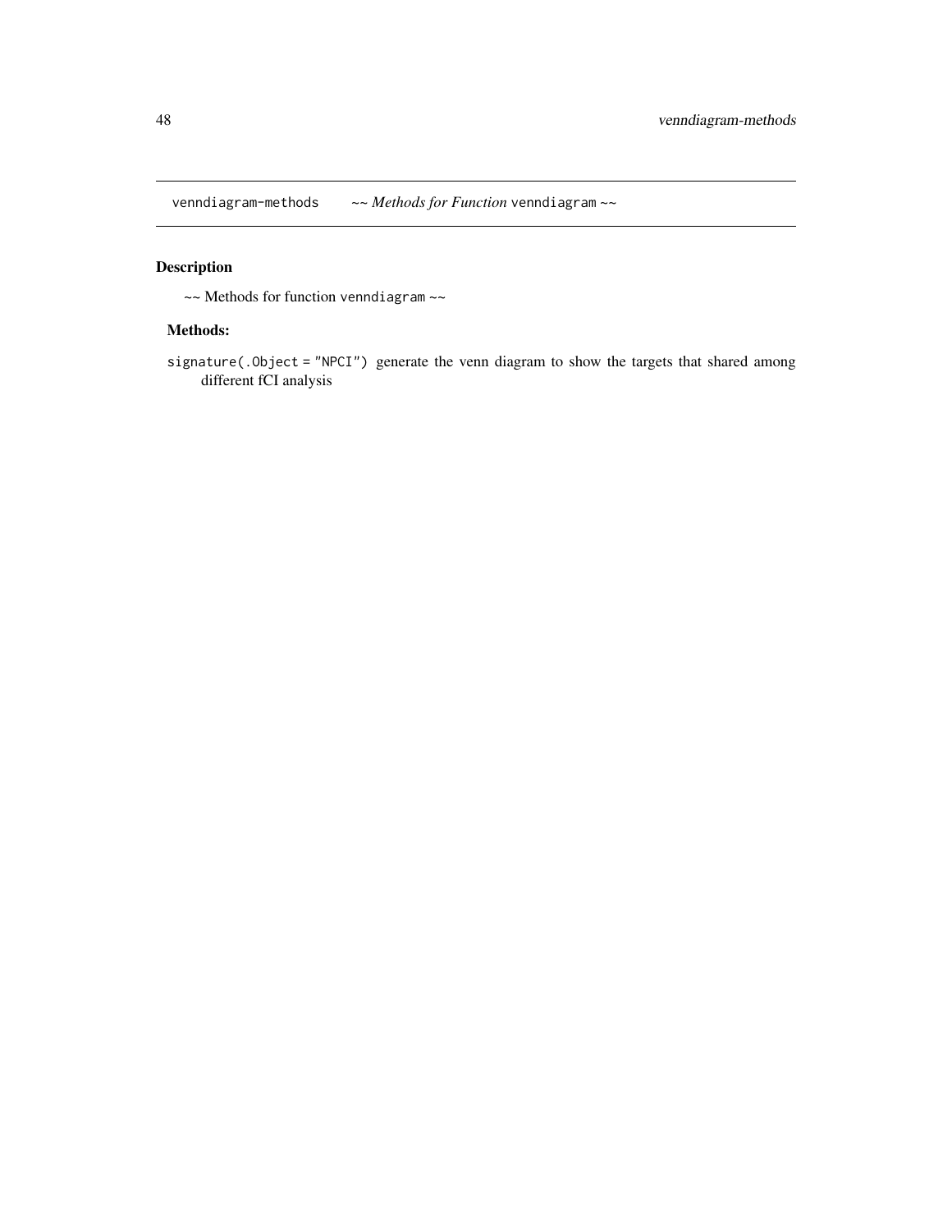venndiagram-methods    *~~ Methods for Function* `venndiagram` *~~*

## Description

~~ Methods for function `venndiagram` ~~

### Methods:

`signature(.Object = "NPCI")` generate the venn diagram to show the targets that shared among different fCI analysis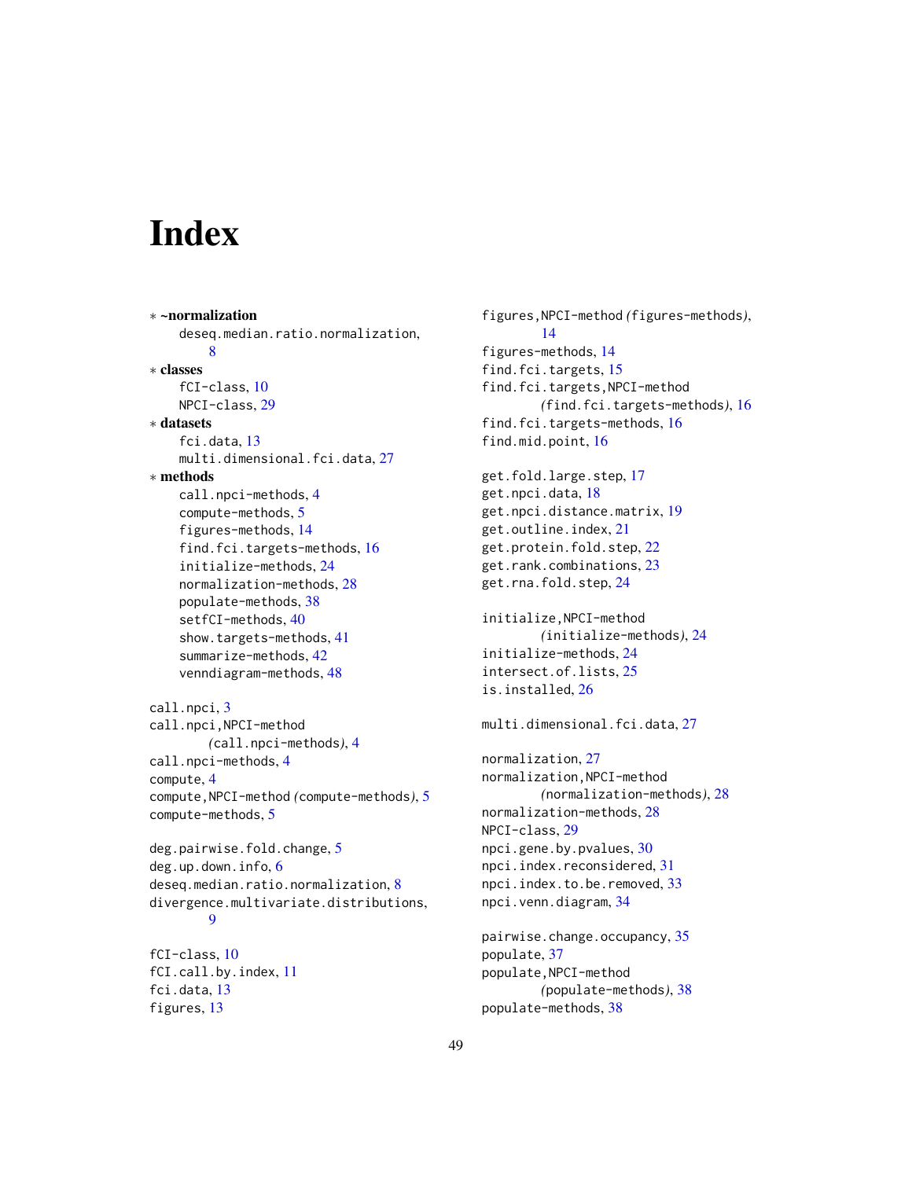# Index

* **~normalization**
  - deseq.median.ratio.normalization, 8
* **classes**
  - fCI-class, 10
  - NPCI-class, 29
* **datasets**
  - fci.data, 13
  - multi.dimensional.fci.data, 27
* **methods**
  - call.npci-methods, 4
  - compute-methods, 5
  - figures-methods, 14
  - find.fci.targets-methods, 16
  - initialize-methods, 24
  - normalization-methods, 28
  - populate-methods, 38
  - setfCI-methods, 40
  - show.targets-methods, 41
  - summarize-methods, 42
  - venndiagram-methods, 48

call.npci, 3
call.npci,NPCI-method *(call.npci-methods)*, 4
call.npci-methods, 4
compute, 4
compute,NPCI-method *(compute-methods)*, 5
compute-methods, 5

deg.pairwise.fold.change, 5
deg.up.down.info, 6
deseq.median.ratio.normalization, 8
divergence.multivariate.distributions, 9

fCI-class, 10
fCI.call.by.index, 11
fci.data, 13
figures, 13
figures,NPCI-method *(figures-methods)*, 14
figures-methods, 14
find.fci.targets, 15
find.fci.targets,NPCI-method *(find.fci.targets-methods)*, 16
find.fci.targets-methods, 16
find.mid.point, 16

get.fold.large.step, 17
get.npci.data, 18
get.npci.distance.matrix, 19
get.outline.index, 21
get.protein.fold.step, 22
get.rank.combinations, 23
get.rna.fold.step, 24

initialize,NPCI-method *(initialize-methods)*, 24
initialize-methods, 24
intersect.of.lists, 25
is.installed, 26

multi.dimensional.fci.data, 27

normalization, 27
normalization,NPCI-method *(normalization-methods)*, 28
normalization-methods, 28
NPCI-class, 29
npci.gene.by.pvalues, 30
npci.index.reconsidered, 31
npci.index.to.be.removed, 33
npci.venn.diagram, 34

pairwise.change.occupancy, 35
populate, 37
populate,NPCI-method *(populate-methods)*, 38
populate-methods, 38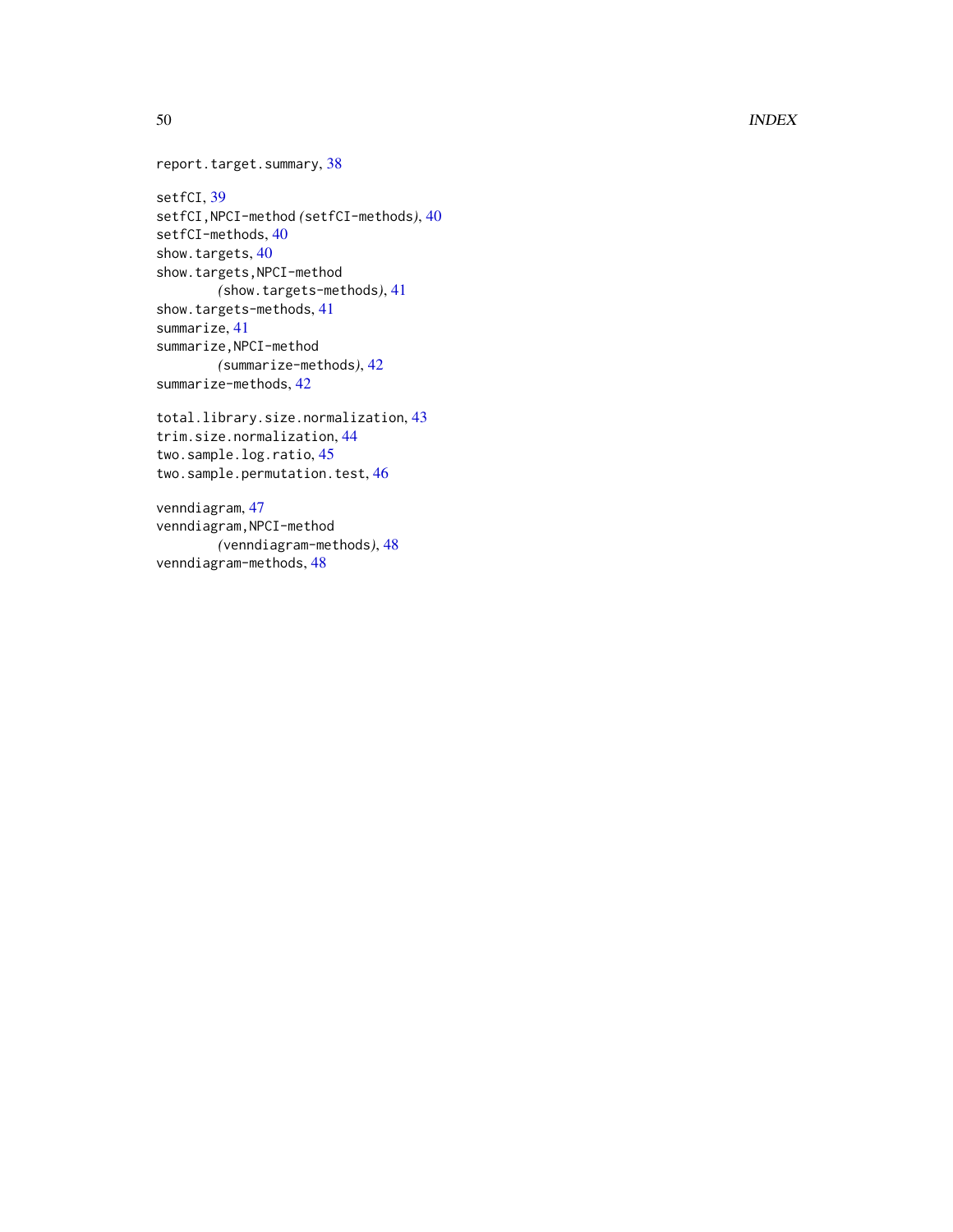report.target.summary, 38

setfCI, 39
setfCI,NPCI-method *(*setfCI-methods*)*, 40
setfCI-methods, 40
show.targets, 40
show.targets,NPCI-method
        *(*show.targets-methods*)*, 41
show.targets-methods, 41
summarize, 41
summarize,NPCI-method
        *(*summarize-methods*)*, 42
summarize-methods, 42

total.library.size.normalization, 43
trim.size.normalization, 44
two.sample.log.ratio, 45
two.sample.permutation.test, 46

venndiagram, 47
venndiagram,NPCI-method
        *(*venndiagram-methods*)*, 48
venndiagram-methods, 48